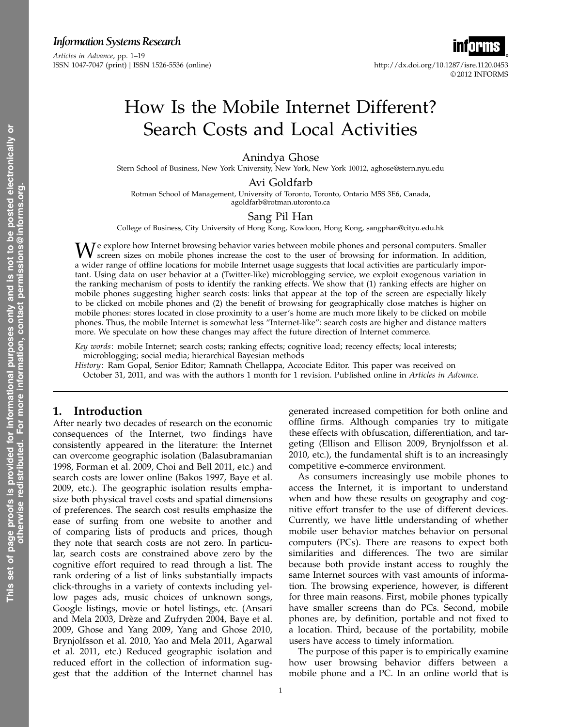# How Is the Mobile Internet Different? Search Costs and Local Activities

Anindya Ghose

Stern School of Business, New York University, New York, New York 10012, aghose@stern.nyu.edu

Avi Goldfarb

Rotman School of Management, University of Toronto, Toronto, Ontario M5S 3E6, Canada, agoldfarb@rotman.utoronto.ca

Sang Pil Han

College of Business, City University of Hong Kong, Kowloon, Hong Kong, sangphan@cityu.edu.hk

We explore how Internet browsing behavior varies between mobile phones and personal computers. Smaller screen sizes on mobile phones increase the cost to the user of browsing for information. In addition, a wider range of offline locations for mobile Internet usage suggests that local activities are particularly important. Using data on user behavior at a (Twitter-like) microblogging service, we exploit exogenous variation in the ranking mechanism of posts to identify the ranking effects. We show that (1) ranking effects are higher on mobile phones suggesting higher search costs: links that appear at the top of the screen are especially likely to be clicked on mobile phones and (2) the benefit of browsing for geographically close matches is higher on mobile phones: stores located in close proximity to a user's home are much more likely to be clicked on mobile phones. Thus, the mobile Internet is somewhat less "Internet-like": search costs are higher and distance matters more. We speculate on how these changes may affect the future direction of Internet commerce.

*Key words*: mobile Internet; search costs; ranking effects; cognitive load; recency effects; local interests; microblogging; social media; hierarchical Bayesian methods

*History*: Ram Gopal, Senior Editor; Ramnath Chellappa, Accociate Editor. This paper was received on October 31, 2011, and was with the authors 1 month for 1 revision. Published online in *Articles in Advance*.

## 1. Introduction

After nearly two decades of research on the economic consequences of the Internet, two findings have consistently appeared in the literature: the Internet can overcome geographic isolation (Balasubramanian 1998, Forman et al. 2009, Choi and Bell 2011, etc.) and search costs are lower online (Bakos 1997, Baye et al. 2009, etc.). The geographic isolation results emphasize both physical travel costs and spatial dimensions of preferences. The search cost results emphasize the ease of surfing from one website to another and of comparing lists of products and prices, though they note that search costs are not zero. In particular, search costs are constrained above zero by the cognitive effort required to read through a list. The rank ordering of a list of links substantially impacts click-throughs in a variety of contexts including yellow pages ads, music choices of unknown songs, Google listings, movie or hotel listings, etc. (Ansari and Mela 2003, Drèze and Zufryden 2004, Baye et al. 2009, Ghose and Yang 2009, Yang and Ghose 2010, Brynjolfsson et al. 2010, Yao and Mela 2011, Agarwal et al. 2011, etc.) Reduced geographic isolation and reduced effort in the collection of information suggest that the addition of the Internet channel has generated increased competition for both online and offline firms. Although companies try to mitigate these effects with obfuscation, differentiation, and targeting (Ellison and Ellison 2009, Brynjolfsson et al. 2010, etc.), the fundamental shift is to an increasingly competitive e-commerce environment.

As consumers increasingly use mobile phones to access the Internet, it is important to understand when and how these results on geography and cognitive effort transfer to the use of different devices. Currently, we have little understanding of whether mobile user behavior matches behavior on personal computers (PCs). There are reasons to expect both similarities and differences. The two are similar because both provide instant access to roughly the same Internet sources with vast amounts of information. The browsing experience, however, is different for three main reasons. First, mobile phones typically have smaller screens than do PCs. Second, mobile phones are, by definition, portable and not fixed to a location. Third, because of the portability, mobile users have access to timely information.

The purpose of this paper is to empirically examine how user browsing behavior differs between a mobile phone and a PC. In an online world that is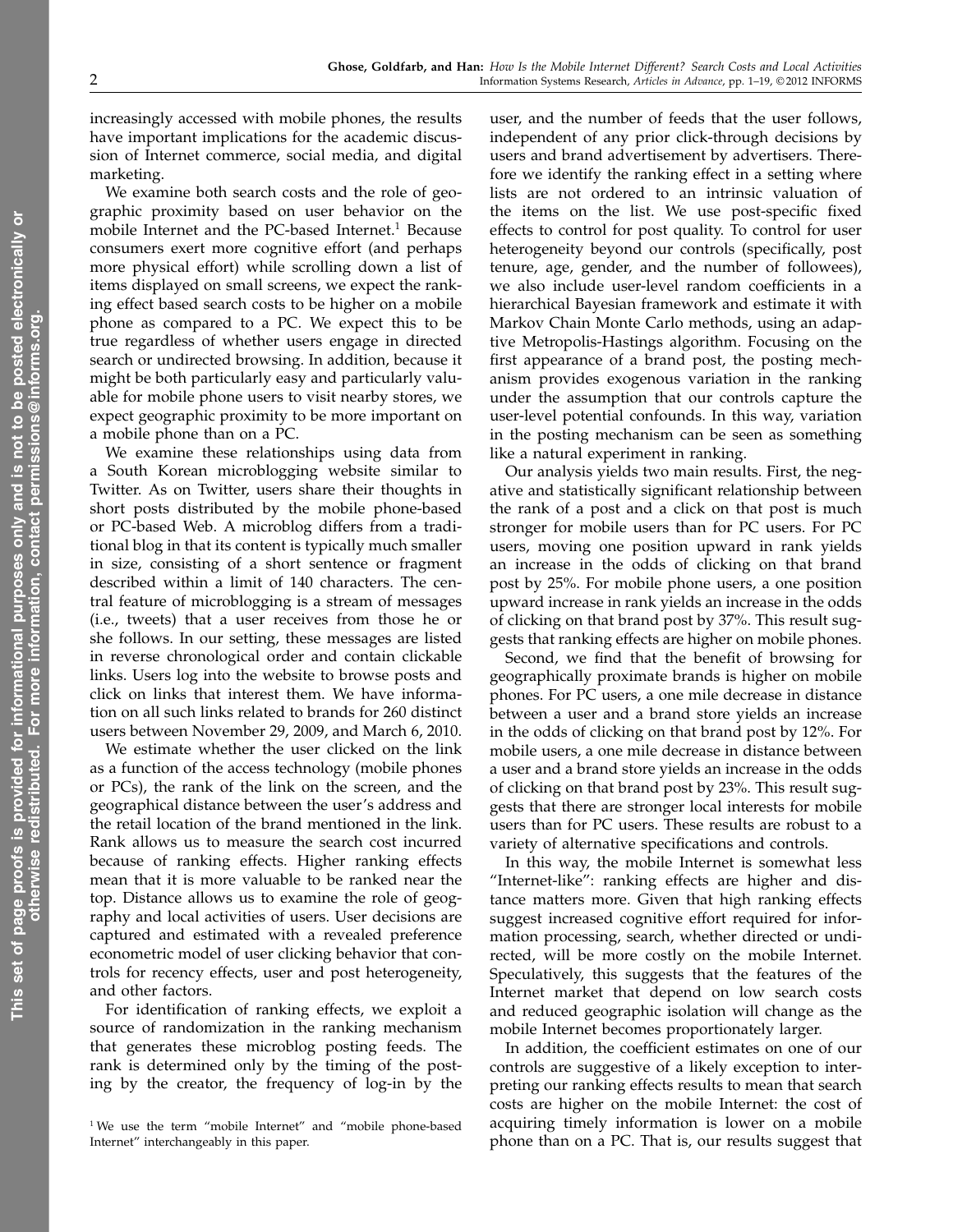increasingly accessed with mobile phones, the results have important implications for the academic discussion of Internet commerce, social media, and digital marketing.

We examine both search costs and the role of geographic proximity based on user behavior on the mobile Internet and the PC-based Internet.[1] Because consumers exert more cognitive effort (and perhaps more physical effort) while scrolling down a list of items displayed on small screens, we expect the ranking effect based search costs to be higher on a mobile phone as compared to a PC. We expect this to be true regardless of whether users engage in directed search or undirected browsing. In addition, because it might be both particularly easy and particularly valuable for mobile phone users to visit nearby stores, we expect geographic proximity to be more important on a mobile phone than on a PC.

We examine these relationships using data from a South Korean microblogging website similar to Twitter. As on Twitter, users share their thoughts in short posts distributed by the mobile phone-based or PC-based Web. A microblog differs from a traditional blog in that its content is typically much smaller in size, consisting of a short sentence or fragment described within a limit of 140 characters. The central feature of microblogging is a stream of messages (i.e., tweets) that a user receives from those he or she follows. In our setting, these messages are listed in reverse chronological order and contain clickable links. Users log into the website to browse posts and click on links that interest them. We have information on all such links related to brands for 260 distinct users between November 29, 2009, and March 6, 2010.

We estimate whether the user clicked on the link as a function of the access technology (mobile phones or PCs), the rank of the link on the screen, and the geographical distance between the user's address and the retail location of the brand mentioned in the link. Rank allows us to measure the search cost incurred because of ranking effects. Higher ranking effects mean that it is more valuable to be ranked near the top. Distance allows us to examine the role of geography and local activities of users. User decisions are captured and estimated with a revealed preference econometric model of user clicking behavior that controls for recency effects, user and post heterogeneity, and other factors.

For identification of ranking effects, we exploit a source of randomization in the ranking mechanism that generates these microblog posting feeds. The rank is determined only by the timing of the posting by the creator, the frequency of log-in by the user, and the number of feeds that the user follows, independent of any prior click-through decisions by users and brand advertisement by advertisers. Therefore we identify the ranking effect in a setting where lists are not ordered to an intrinsic valuation of the items on the list. We use post-specific fixed effects to control for post quality. To control for user heterogeneity beyond our controls (specifically, post tenure, age, gender, and the number of followees), we also include user-level random coefficients in a hierarchical Bayesian framework and estimate it with Markov Chain Monte Carlo methods, using an adaptive Metropolis-Hastings algorithm. Focusing on the first appearance of a brand post, the posting mechanism provides exogenous variation in the ranking under the assumption that our controls capture the user-level potential confounds. In this way, variation in the posting mechanism can be seen as something like a natural experiment in ranking.

Our analysis yields two main results. First, the negative and statistically significant relationship between the rank of a post and a click on that post is much stronger for mobile users than for PC users. For PC users, moving one position upward in rank yields an increase in the odds of clicking on that brand post by 25%. For mobile phone users, a one position upward increase in rank yields an increase in the odds of clicking on that brand post by 37%. This result suggests that ranking effects are higher on mobile phones.

Second, we find that the benefit of browsing for geographically proximate brands is higher on mobile phones. For PC users, a one mile decrease in distance between a user and a brand store yields an increase in the odds of clicking on that brand post by 12%. For mobile users, a one mile decrease in distance between a user and a brand store yields an increase in the odds of clicking on that brand post by 23%. This result suggests that there are stronger local interests for mobile users than for PC users. These results are robust to a variety of alternative specifications and controls.

In this way, the mobile Internet is somewhat less "Internet-like": ranking effects are higher and distance matters more. Given that high ranking effects suggest increased cognitive effort required for information processing, search, whether directed or undirected, will be more costly on the mobile Internet. Speculatively, this suggests that the features of the Internet market that depend on low search costs and reduced geographic isolation will change as the mobile Internet becomes proportionately larger.

In addition, the coefficient estimates on one of our controls are suggestive of a likely exception to interpreting our ranking effects results to mean that search costs are higher on the mobile Internet: the cost of acquiring timely information is lower on a mobile phone than on a PC. That is, our results suggest that

[1] We use the term "mobile Internet" and "mobile phone-based Internet" interchangeably in this paper.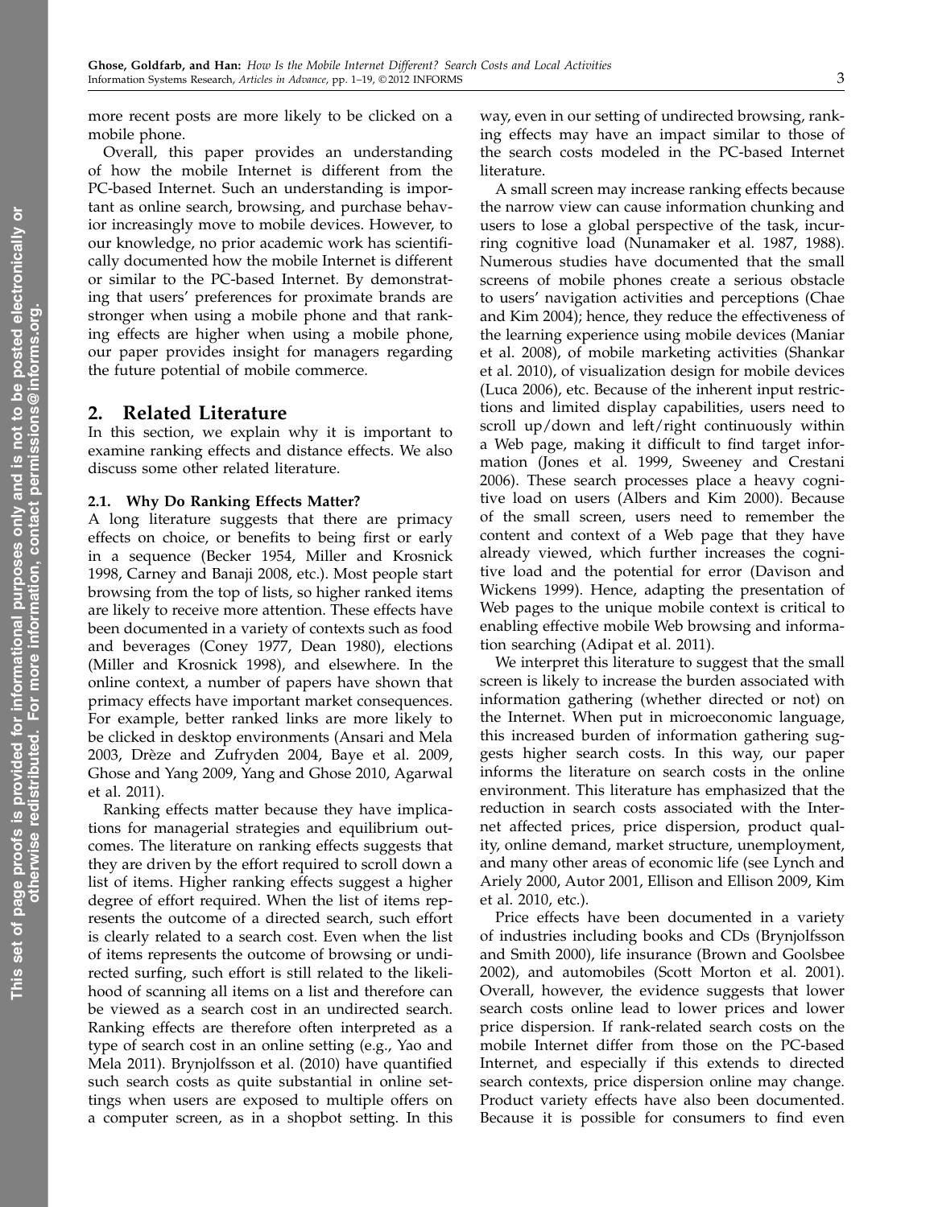more recent posts are more likely to be clicked on a mobile phone.

Overall, this paper provides an understanding of how the mobile Internet is different from the PC-based Internet. Such an understanding is important as online search, browsing, and purchase behavior increasingly move to mobile devices. However, to our knowledge, no prior academic work has scientifically documented how the mobile Internet is different or similar to the PC-based Internet. By demonstrating that users' preferences for proximate brands are stronger when using a mobile phone and that ranking effects are higher when using a mobile phone, our paper provides insight for managers regarding the future potential of mobile commerce.

## 2. Related Literature

In this section, we explain why it is important to examine ranking effects and distance effects. We also discuss some other related literature.

### 2.1. Why Do Ranking Effects Matter?

A long literature suggests that there are primacy effects on choice, or benefits to being first or early in a sequence (Becker 1954, Miller and Krosnick 1998, Carney and Banaji 2008, etc.). Most people start browsing from the top of lists, so higher ranked items are likely to receive more attention. These effects have been documented in a variety of contexts such as food and beverages (Coney 1977, Dean 1980), elections (Miller and Krosnick 1998), and elsewhere. In the online context, a number of papers have shown that primacy effects have important market consequences. For example, better ranked links are more likely to be clicked in desktop environments (Ansari and Mela 2003, Drèze and Zufryden 2004, Baye et al. 2009, Ghose and Yang 2009, Yang and Ghose 2010, Agarwal et al. 2011).

Ranking effects matter because they have implications for managerial strategies and equilibrium outcomes. The literature on ranking effects suggests that they are driven by the effort required to scroll down a list of items. Higher ranking effects suggest a higher degree of effort required. When the list of items represents the outcome of a directed search, such effort is clearly related to a search cost. Even when the list of items represents the outcome of browsing or undirected surfing, such effort is still related to the likelihood of scanning all items on a list and therefore can be viewed as a search cost in an undirected search. Ranking effects are therefore often interpreted as a type of search cost in an online setting (e.g., Yao and Mela 2011). Brynjolfsson et al. (2010) have quantified such search costs as quite substantial in online settings when users are exposed to multiple offers on a computer screen, as in a shopbot setting. In this way, even in our setting of undirected browsing, ranking effects may have an impact similar to those of the search costs modeled in the PC-based Internet literature.

A small screen may increase ranking effects because the narrow view can cause information chunking and users to lose a global perspective of the task, incurring cognitive load (Nunamaker et al. 1987, 1988). Numerous studies have documented that the small screens of mobile phones create a serious obstacle to users' navigation activities and perceptions (Chae and Kim 2004); hence, they reduce the effectiveness of the learning experience using mobile devices (Maniar et al. 2008), of mobile marketing activities (Shankar et al. 2010), of visualization design for mobile devices (Luca 2006), etc. Because of the inherent input restrictions and limited display capabilities, users need to scroll up/down and left/right continuously within a Web page, making it difficult to find target information (Jones et al. 1999, Sweeney and Crestani 2006). These search processes place a heavy cognitive load on users (Albers and Kim 2000). Because of the small screen, users need to remember the content and context of a Web page that they have already viewed, which further increases the cognitive load and the potential for error (Davison and Wickens 1999). Hence, adapting the presentation of Web pages to the unique mobile context is critical to enabling effective mobile Web browsing and information searching (Adipat et al. 2011).

We interpret this literature to suggest that the small screen is likely to increase the burden associated with information gathering (whether directed or not) on the Internet. When put in microeconomic language, this increased burden of information gathering suggests higher search costs. In this way, our paper informs the literature on search costs in the online environment. This literature has emphasized that the reduction in search costs associated with the Internet affected prices, price dispersion, product quality, online demand, market structure, unemployment, and many other areas of economic life (see Lynch and Ariely 2000, Autor 2001, Ellison and Ellison 2009, Kim et al. 2010, etc.).

Price effects have been documented in a variety of industries including books and CDs (Brynjolfsson and Smith 2000), life insurance (Brown and Goolsbee 2002), and automobiles (Scott Morton et al. 2001). Overall, however, the evidence suggests that lower search costs online lead to lower prices and lower price dispersion. If rank-related search costs on the mobile Internet differ from those on the PC-based Internet, and especially if this extends to directed search contexts, price dispersion online may change. Product variety effects have also been documented. Because it is possible for consumers to find even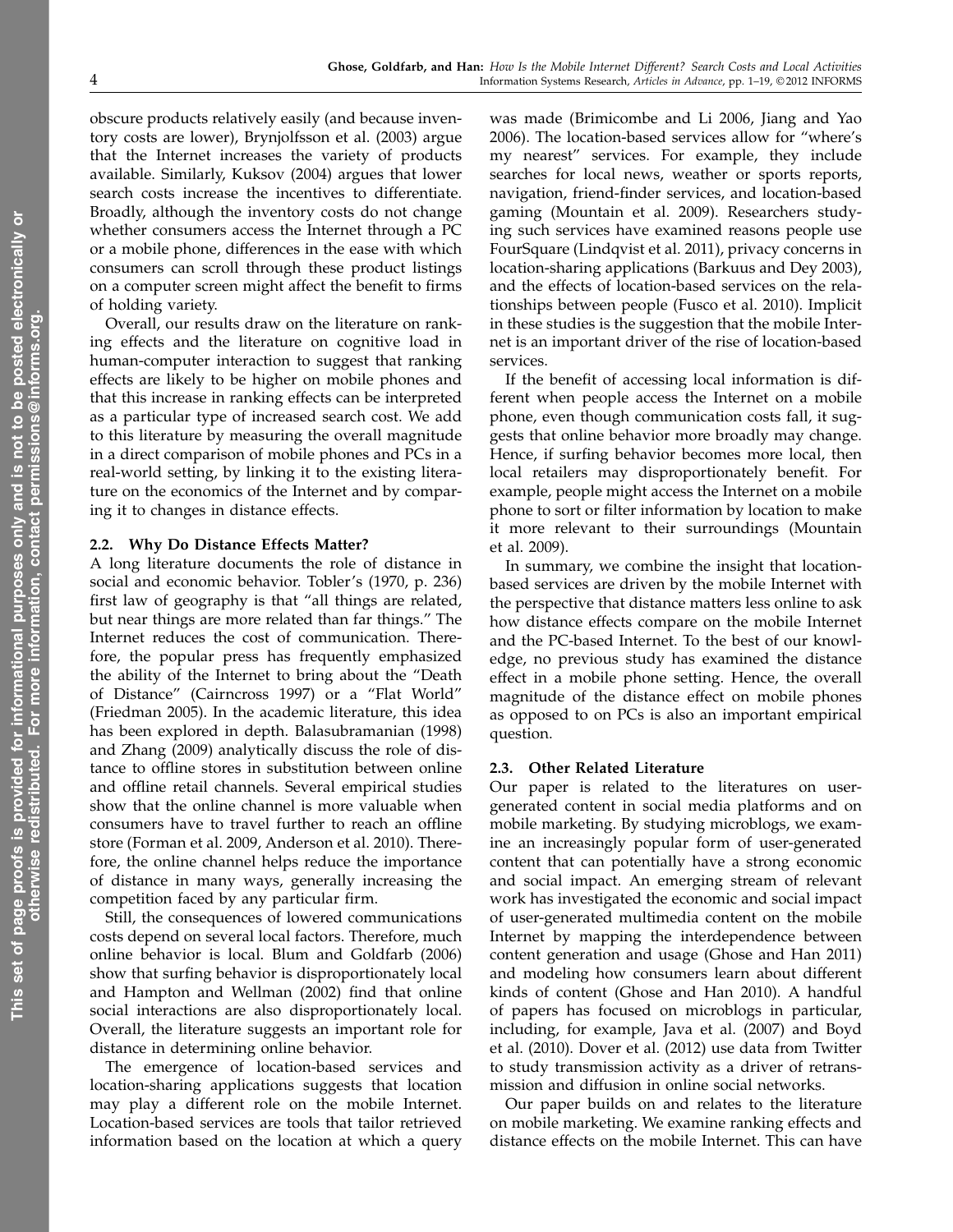obscure products relatively easily (and because inventory costs are lower), Brynjolfsson et al. (2003) argue that the Internet increases the variety of products available. Similarly, Kuksov (2004) argues that lower search costs increase the incentives to differentiate. Broadly, although the inventory costs do not change whether consumers access the Internet through a PC or a mobile phone, differences in the ease with which consumers can scroll through these product listings on a computer screen might affect the benefit to firms of holding variety.

Overall, our results draw on the literature on ranking effects and the literature on cognitive load in human-computer interaction to suggest that ranking effects are likely to be higher on mobile phones and that this increase in ranking effects can be interpreted as a particular type of increased search cost. We add to this literature by measuring the overall magnitude in a direct comparison of mobile phones and PCs in a real-world setting, by linking it to the existing literature on the economics of the Internet and by comparing it to changes in distance effects.

### 2.2. Why Do Distance Effects Matter?

A long literature documents the role of distance in social and economic behavior. Tobler's (1970, p. 236) first law of geography is that "all things are related, but near things are more related than far things." The Internet reduces the cost of communication. Therefore, the popular press has frequently emphasized the ability of the Internet to bring about the "Death of Distance" (Cairncross 1997) or a "Flat World" (Friedman 2005). In the academic literature, this idea has been explored in depth. Balasubramanian (1998) and Zhang (2009) analytically discuss the role of distance to offline stores in substitution between online and offline retail channels. Several empirical studies show that the online channel is more valuable when consumers have to travel further to reach an offline store (Forman et al. 2009, Anderson et al. 2010). Therefore, the online channel helps reduce the importance of distance in many ways, generally increasing the competition faced by any particular firm.

Still, the consequences of lowered communications costs depend on several local factors. Therefore, much online behavior is local. Blum and Goldfarb (2006) show that surfing behavior is disproportionately local and Hampton and Wellman (2002) find that online social interactions are also disproportionately local. Overall, the literature suggests an important role for distance in determining online behavior.

The emergence of location-based services and location-sharing applications suggests that location may play a different role on the mobile Internet. Location-based services are tools that tailor retrieved information based on the location at which a query was made (Brimicombe and Li 2006, Jiang and Yao 2006). The location-based services allow for "where's my nearest" services. For example, they include searches for local news, weather or sports reports, navigation, friend-finder services, and location-based gaming (Mountain et al. 2009). Researchers studying such services have examined reasons people use FourSquare (Lindqvist et al. 2011), privacy concerns in location-sharing applications (Barkuus and Dey 2003), and the effects of location-based services on the relationships between people (Fusco et al. 2010). Implicit in these studies is the suggestion that the mobile Internet is an important driver of the rise of location-based services.

If the benefit of accessing local information is different when people access the Internet on a mobile phone, even though communication costs fall, it suggests that online behavior more broadly may change. Hence, if surfing behavior becomes more local, then local retailers may disproportionately benefit. For example, people might access the Internet on a mobile phone to sort or filter information by location to make it more relevant to their surroundings (Mountain et al. 2009).

In summary, we combine the insight that location-based services are driven by the mobile Internet with the perspective that distance matters less online to ask how distance effects compare on the mobile Internet and the PC-based Internet. To the best of our knowledge, no previous study has examined the distance effect in a mobile phone setting. Hence, the overall magnitude of the distance effect on mobile phones as opposed to on PCs is also an important empirical question.

### 2.3. Other Related Literature

Our paper is related to the literatures on user-generated content in social media platforms and on mobile marketing. By studying microblogs, we examine an increasingly popular form of user-generated content that can potentially have a strong economic and social impact. An emerging stream of relevant work has investigated the economic and social impact of user-generated multimedia content on the mobile Internet by mapping the interdependence between content generation and usage (Ghose and Han 2011) and modeling how consumers learn about different kinds of content (Ghose and Han 2010). A handful of papers has focused on microblogs in particular, including, for example, Java et al. (2007) and Boyd et al. (2010). Dover et al. (2012) use data from Twitter to study transmission activity as a driver of retransmission and diffusion in online social networks.

Our paper builds on and relates to the literature on mobile marketing. We examine ranking effects and distance effects on the mobile Internet. This can have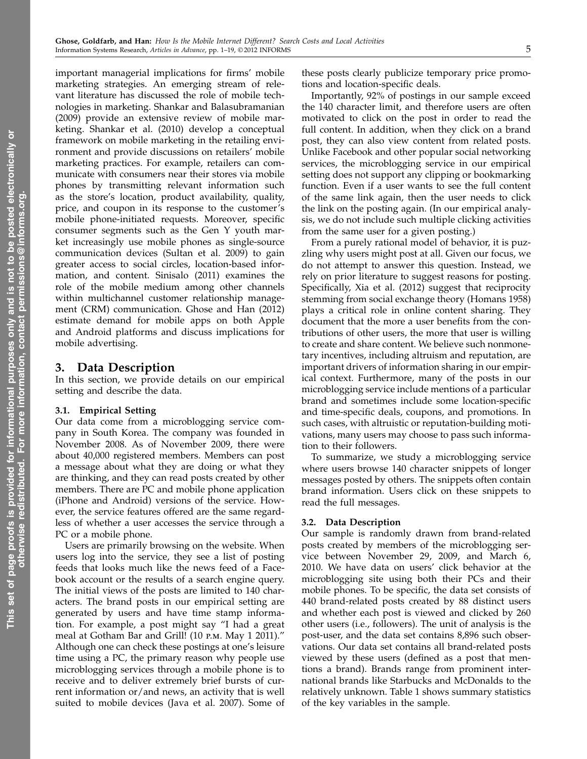important managerial implications for firms' mobile marketing strategies. An emerging stream of relevant literature has discussed the role of mobile technologies in marketing. Shankar and Balasubramanian (2009) provide an extensive review of mobile marketing. Shankar et al. (2010) develop a conceptual framework on mobile marketing in the retailing environment and provide discussions on retailers' mobile marketing practices. For example, retailers can communicate with consumers near their stores via mobile phones by transmitting relevant information such as the store's location, product availability, quality, price, and coupon in its response to the customer's mobile phone-initiated requests. Moreover, specific consumer segments such as the Gen Y youth market increasingly use mobile phones as single-source communication devices (Sultan et al. 2009) to gain greater access to social circles, location-based information, and content. Sinisalo (2011) examines the role of the mobile medium among other channels within multichannel customer relationship management (CRM) communication. Ghose and Han (2012) estimate demand for mobile apps on both Apple and Android platforms and discuss implications for mobile advertising.

## 3. Data Description

In this section, we provide details on our empirical setting and describe the data.

### 3.1. Empirical Setting

Our data come from a microblogging service company in South Korea. The company was founded in November 2008. As of November 2009, there were about 40,000 registered members. Members can post a message about what they are doing or what they are thinking, and they can read posts created by other members. There are PC and mobile phone application (iPhone and Android) versions of the service. However, the service features offered are the same regardless of whether a user accesses the service through a PC or a mobile phone.

Users are primarily browsing on the website. When users log into the service, they see a list of posting feeds that looks much like the news feed of a Facebook account or the results of a search engine query. The initial views of the posts are limited to 140 characters. The brand posts in our empirical setting are generated by users and have time stamp information. For example, a post might say "I had a great meal at Gotham Bar and Grill! (10 P.M. May 1 2011)." Although one can check these postings at one's leisure time using a PC, the primary reason why people use microblogging services through a mobile phone is to receive and to deliver extremely brief bursts of current information or/and news, an activity that is well suited to mobile devices (Java et al. 2007). Some of these posts clearly publicize temporary price promotions and location-specific deals.

Importantly, 92% of postings in our sample exceed the 140 character limit, and therefore users are often motivated to click on the post in order to read the full content. In addition, when they click on a brand post, they can also view content from related posts. Unlike Facebook and other popular social networking services, the microblogging service in our empirical setting does not support any clipping or bookmarking function. Even if a user wants to see the full content of the same link again, then the user needs to click the link on the posting again. (In our empirical analysis, we do not include such multiple clicking activities from the same user for a given posting.)

From a purely rational model of behavior, it is puzzling why users might post at all. Given our focus, we do not attempt to answer this question. Instead, we rely on prior literature to suggest reasons for posting. Specifically, Xia et al. (2012) suggest that reciprocity stemming from social exchange theory (Homans 1958) plays a critical role in online content sharing. They document that the more a user benefits from the contributions of other users, the more that user is willing to create and share content. We believe such nonmonetary incentives, including altruism and reputation, are important drivers of information sharing in our empirical context. Furthermore, many of the posts in our microblogging service include mentions of a particular brand and sometimes include some location-specific and time-specific deals, coupons, and promotions. In such cases, with altruistic or reputation-building motivations, many users may choose to pass such information to their followers.

To summarize, we study a microblogging service where users browse 140 character snippets of longer messages posted by others. The snippets often contain brand information. Users click on these snippets to read the full messages.

### 3.2. Data Description

Our sample is randomly drawn from brand-related posts created by members of the microblogging service between November 29, 2009, and March 6, 2010. We have data on users' click behavior at the microblogging site using both their PCs and their mobile phones. To be specific, the data set consists of 440 brand-related posts created by 88 distinct users and whether each post is viewed and clicked by 260 other users (i.e., followers). The unit of analysis is the post-user, and the data set contains 8,896 such observations. Our data set contains all brand-related posts viewed by these users (defined as a post that mentions a brand). Brands range from prominent international brands like Starbucks and McDonalds to the relatively unknown. Table 1 shows summary statistics of the key variables in the sample.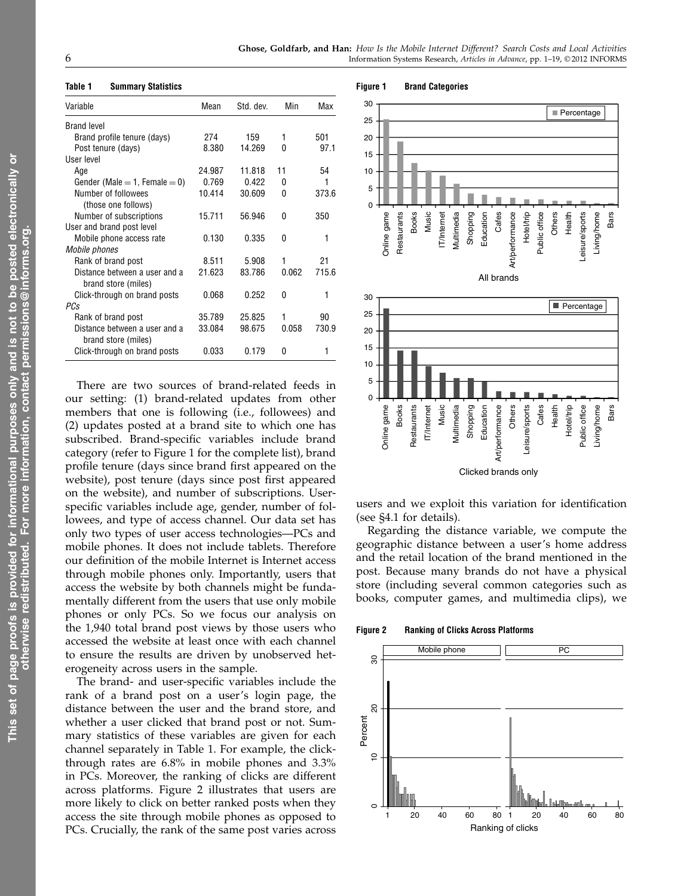**Table 1 Summary Statistics**

| Variable | Mean | Std. dev. | Min | Max |
|---|---|---|---|---|
| Brand level | | | | |
| Brand profile tenure (days) | 274 | 159 | 1 | 501 |
| Post tenure (days) | 8.380 | 14.269 | 0 | 97.1 |
| User level | | | | |
| Age | 24.987 | 11.818 | 11 | 54 |
| Gender (Male = 1, Female = 0) | 0.769 | 0.422 | 0 | 1 |
| Number of followees (those one follows) | 10.414 | 30.609 | 0 | 373.6 |
| Number of subscriptions | 15.711 | 56.946 | 0 | 350 |
| User and brand post level | | | | |
| Mobile phone access rate | 0.130 | 0.335 | 0 | 1 |
| *Mobile phones* | | | | |
| Rank of brand post | 8.511 | 5.908 | 1 | 21 |
| Distance between a user and a brand store (miles) | 21.623 | 83.786 | 0.062 | 715.6 |
| Click-through on brand posts | 0.068 | 0.252 | 0 | 1 |
| *PCs* | | | | |
| Rank of brand post | 35.789 | 25.825 | 1 | 90 |
| Distance between a user and a brand store (miles) | 33.084 | 98.675 | 0.058 | 730.9 |
| Click-through on brand posts | 0.033 | 0.179 | 0 | 1 |

There are two sources of brand-related feeds in our setting: (1) brand-related updates from other members that one is following (i.e., followees) and (2) updates posted at a brand site to which one has subscribed. Brand-specific variables include brand category (refer to Figure 1 for the complete list), brand profile tenure (days since brand first appeared on the website), post tenure (days since post first appeared on the website), and number of subscriptions. User-specific variables include age, gender, number of followees, and type of access channel. Our data set has only two types of user access technologies—PCs and mobile phones. It does not include tablets. Therefore our definition of the mobile Internet is Internet access through mobile phones only. Importantly, users that access the website by both channels might be fundamentally different from the users that use only mobile phones or only PCs. So we focus our analysis on the 1,940 total brand post views by those users who accessed the website at least once with each channel to ensure the results are driven by unobserved heterogeneity across users in the sample.

The brand- and user-specific variables include the rank of a brand post on a user's login page, the distance between the user and the brand store, and whether a user clicked that brand post or not. Summary statistics of these variables are given for each channel separately in Table 1. For example, the click-through rates are 6.8% in mobile phones and 3.3% in PCs. Moreover, the ranking of clicks are different across platforms. Figure 2 illustrates that users are more likely to click on better ranked posts when they access the site through mobile phones as opposed to PCs. Crucially, the rank of the same post varies across users and we exploit this variation for identification (see §4.1 for details).

**Figure 1 Brand Categories**

**Figure 2 Ranking of Clicks Across Platforms**

Regarding the distance variable, we compute the geographic distance between a user's home address and the retail location of the brand mentioned in the post. Because many brands do not have a physical store (including several common categories such as books, computer games, and multimedia clips), we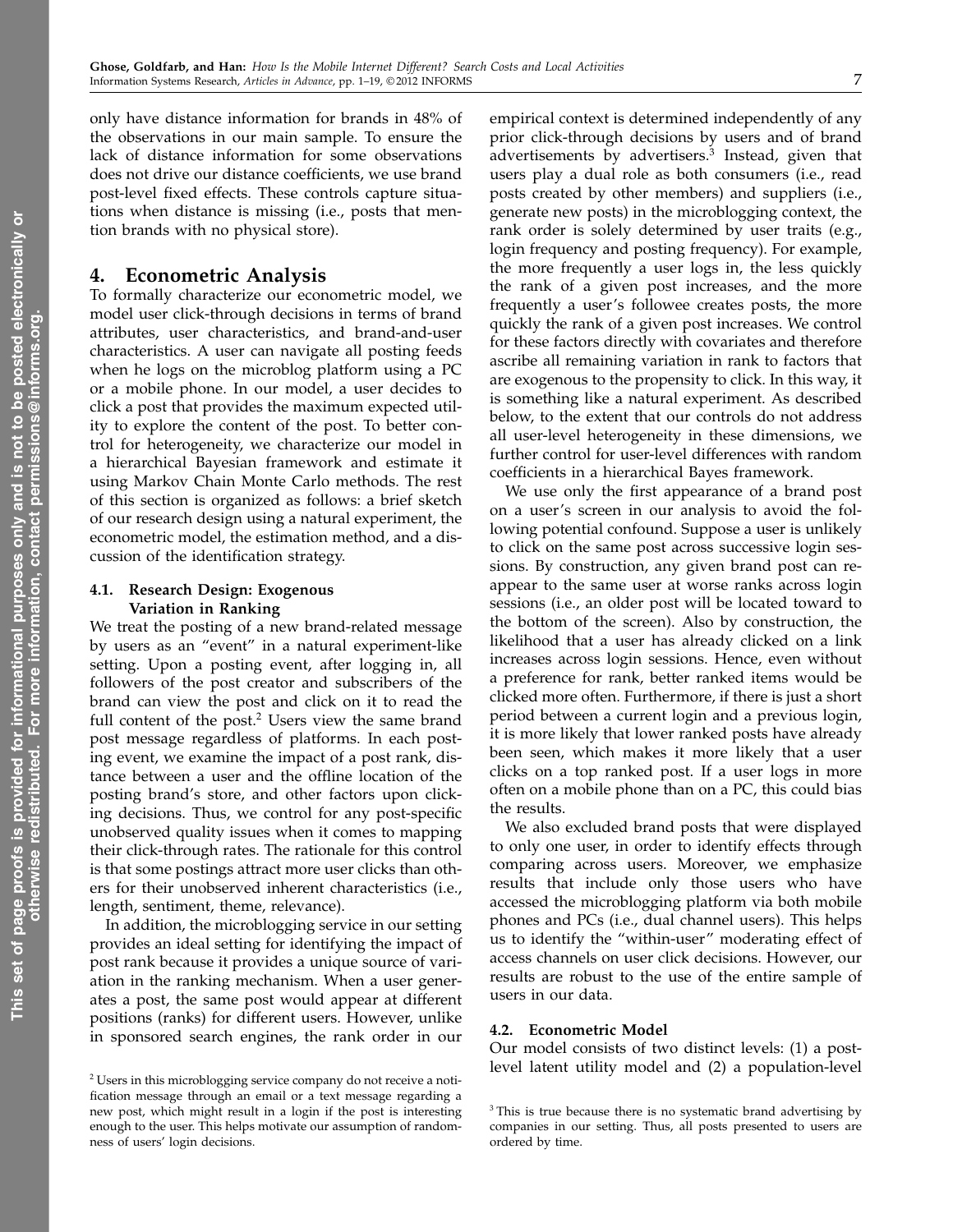only have distance information for brands in 48% of the observations in our main sample. To ensure the lack of distance information for some observations does not drive our distance coefficients, we use brand post-level fixed effects. These controls capture situations when distance is missing (i.e., posts that mention brands with no physical store).

## 4. Econometric Analysis

To formally characterize our econometric model, we model user click-through decisions in terms of brand attributes, user characteristics, and brand-and-user characteristics. A user can navigate all posting feeds when he logs on the microblog platform using a PC or a mobile phone. In our model, a user decides to click a post that provides the maximum expected utility to explore the content of the post. To better control for heterogeneity, we characterize our model in a hierarchical Bayesian framework and estimate it using Markov Chain Monte Carlo methods. The rest of this section is organized as follows: a brief sketch of our research design using a natural experiment, the econometric model, the estimation method, and a discussion of the identification strategy.

### 4.1. Research Design: Exogenous Variation in Ranking

We treat the posting of a new brand-related message by users as an "event" in a natural experiment-like setting. Upon a posting event, after logging in, all followers of the post creator and subscribers of the brand can view the post and click on it to read the full content of the post.[2] Users view the same brand post message regardless of platforms. In each posting event, we examine the impact of a post rank, distance between a user and the offline location of the posting brand's store, and other factors upon clicking decisions. Thus, we control for any post-specific unobserved quality issues when it comes to mapping their click-through rates. The rationale for this control is that some postings attract more user clicks than others for their unobserved inherent characteristics (i.e., length, sentiment, theme, relevance).

In addition, the microblogging service in our setting provides an ideal setting for identifying the impact of post rank because it provides a unique source of variation in the ranking mechanism. When a user generates a post, the same post would appear at different positions (ranks) for different users. However, unlike in sponsored search engines, the rank order in our empirical context is determined independently of any prior click-through decisions by users and of brand advertisements by advertisers.[3] Instead, given that users play a dual role as both consumers (i.e., read posts created by other members) and suppliers (i.e., generate new posts) in the microblogging context, the rank order is solely determined by user traits (e.g., login frequency and posting frequency). For example, the more frequently a user logs in, the less quickly the rank of a given post increases, and the more frequently a user's followee creates posts, the more quickly the rank of a given post increases. We control for these factors directly with covariates and therefore ascribe all remaining variation in rank to factors that are exogenous to the propensity to click. In this way, it is something like a natural experiment. As described below, to the extent that our controls do not address all user-level heterogeneity in these dimensions, we further control for user-level differences with random coefficients in a hierarchical Bayes framework.

We use only the first appearance of a brand post on a user's screen in our analysis to avoid the following potential confound. Suppose a user is unlikely to click on the same post across successive login sessions. By construction, any given brand post can reappear to the same user at worse ranks across login sessions (i.e., an older post will be located toward to the bottom of the screen). Also by construction, the likelihood that a user has already clicked on a link increases across login sessions. Hence, even without a preference for rank, better ranked items would be clicked more often. Furthermore, if there is just a short period between a current login and a previous login, it is more likely that lower ranked posts have already been seen, which makes it more likely that a user clicks on a top ranked post. If a user logs in more often on a mobile phone than on a PC, this could bias the results.

We also excluded brand posts that were displayed to only one user, in order to identify effects through comparing across users. Moreover, we emphasize results that include only those users who have accessed the microblogging platform via both mobile phones and PCs (i.e., dual channel users). This helps us to identify the "within-user" moderating effect of access channels on user click decisions. However, our results are robust to the use of the entire sample of users in our data.

### 4.2. Econometric Model

Our model consists of two distinct levels: (1) a post-level latent utility model and (2) a population-level

[2] Users in this microblogging service company do not receive a notification message through an email or a text message regarding a new post, which might result in a login if the post is interesting enough to the user. This helps motivate our assumption of randomness of users' login decisions.

[3] This is true because there is no systematic brand advertising by companies in our setting. Thus, all posts presented to users are ordered by time.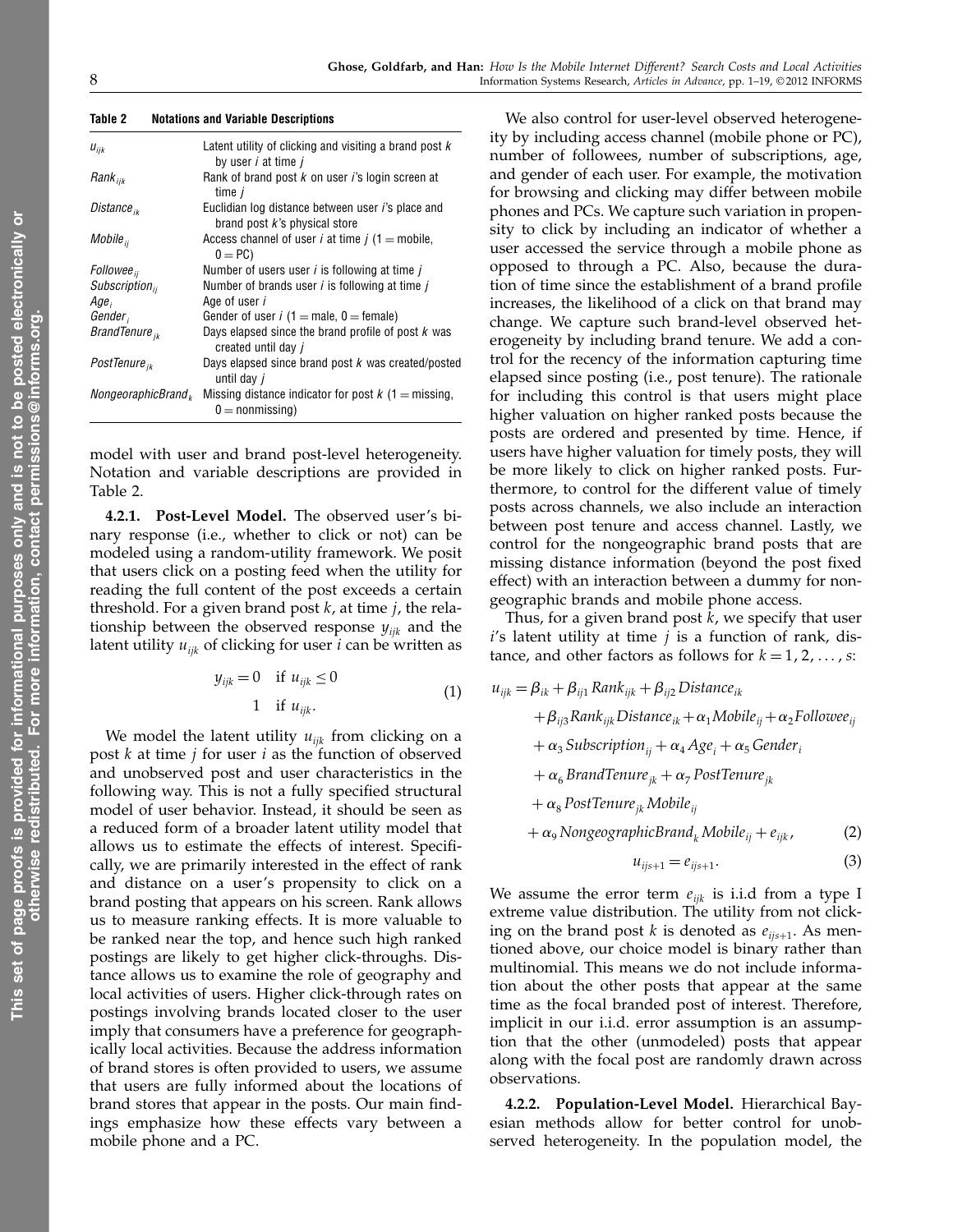**Table 2 Notations and Variable Descriptions**

| | |
|---|---|
| $u_{ijk}$ | Latent utility of clicking and visiting a brand post $k$ by user $i$ at time $j$ |
| $Rank_{ijk}$ | Rank of brand post $k$ on user $i$'s login screen at time $j$ |
| $Distance_{ik}$ | Euclidian log distance between user $i$'s place and brand post $k$'s physical store |
| $Mobile_{ij}$ | Access channel of user $i$ at time $j$ (1 = mobile, 0 = PC) |
| $Followee_{ij}$ | Number of users user $i$ is following at time $j$ |
| $Subscription_{ij}$ | Number of brands user $i$ is following at time $j$ |
| $Age_i$ | Age of user $i$ |
| $Gender_i$ | Gender of user $i$ (1 = male, 0 = female) |
| $BrandTenure_{jk}$ | Days elapsed since the brand profile of post $k$ was created until day $j$ |
| $PostTenure_{jk}$ | Days elapsed since brand post $k$ was created/posted until day $j$ |
| $NongeoraphicBrand_k$ | Missing distance indicator for post $k$ (1 = missing, 0 = nonmissing) |

model with user and brand post-level heterogeneity. Notation and variable descriptions are provided in Table 2.

**4.2.1. Post-Level Model.** The observed user's binary response (i.e., whether to click or not) can be modeled using a random-utility framework. We posit that users click on a posting feed when the utility for reading the full content of the post exceeds a certain threshold. For a given brand post $k$, at time $j$, the relationship between the observed response $y_{ijk}$ and the latent utility $u_{ijk}$ of clicking for user $i$ can be written as

$$y_{ijk} = 0 \quad \text{if } u_{ijk} \leq 0$$
$$\quad\quad 1 \quad \text{if } u_{ijk}. \tag{1}$$

We model the latent utility $u_{ijk}$ from clicking on a post $k$ at time $j$ for user $i$ as the function of observed and unobserved post and user characteristics in the following way. This is not a fully specified structural model of user behavior. Instead, it should be seen as a reduced form of a broader latent utility model that allows us to estimate the effects of interest. Specifically, we are primarily interested in the effect of rank and distance on a user's propensity to click on a brand posting that appears on his screen. Rank allows us to measure ranking effects. It is more valuable to be ranked near the top, and hence such high ranked postings are likely to get higher click-throughs. Distance allows us to examine the role of geography and local activities of users. Higher click-through rates on postings involving brands located closer to the user imply that consumers have a preference for geographically local activities. Because the address information of brand stores is often provided to users, we assume that users are fully informed about the locations of brand stores that appear in the posts. Our main findings emphasize how these effects vary between a mobile phone and a PC.

We also control for user-level observed heterogeneity by including access channel (mobile phone or PC), number of followees, number of subscriptions, age, and gender of each user. For example, the motivation for browsing and clicking may differ between mobile phones and PCs. We capture such variation in propensity to click by including an indicator of whether a user accessed the service through a mobile phone as opposed to through a PC. Also, because the duration of time since the establishment of a brand profile increases, the likelihood of a click on that brand may change. We capture such brand-level observed heterogeneity by including brand tenure. We add a control for the recency of the information capturing time elapsed since posting (i.e., post tenure). The rationale for including this control is that users might place higher valuation on higher ranked posts because the posts are ordered and presented by time. Hence, if users have higher valuation for timely posts, they will be more likely to click on higher ranked posts. Furthermore, to control for the different value of timely posts across channels, we also include an interaction between post tenure and access channel. Lastly, we control for the nongeographic brand posts that are missing distance information (beyond the post fixed effect) with an interaction between a dummy for nongeographic brands and mobile phone access.

Thus, for a given brand post $k$, we specify that user $i$'s latent utility at time $j$ is a function of rank, distance, and other factors as follows for $k = 1, 2, \ldots, s$:

$$\begin{aligned}
u_{ijk} = {} & \beta_{ik} + \beta_{ij1} Rank_{ijk} + \beta_{ij2} Distance_{ik} \\
& + \beta_{ij3} Rank_{ijk} Distance_{ik} + \alpha_1 Mobile_{ij} + \alpha_2 Followee_{ij} \\
& + \alpha_3 Subscription_{ij} + \alpha_4 Age_i + \alpha_5 Gender_i \\
& + \alpha_6 BrandTenure_{jk} + \alpha_7 PostTenure_{jk} \\
& + \alpha_8 PostTenure_{jk} Mobile_{ij} \\
& + \alpha_9 NongeographicBrand_k Mobile_{ij} + e_{ijk},
\end{aligned} \tag{2}$$

$$u_{ijs+1} = e_{ijs+1}. \tag{3}$$

We assume the error term $e_{ijk}$ is i.i.d from a type I extreme value distribution. The utility from not clicking on the brand post $k$ is denoted as $e_{ijs+1}$. As mentioned above, our choice model is binary rather than multinomial. This means we do not include information about the other posts that appear at the same time as the focal branded post of interest. Therefore, implicit in our i.i.d. error assumption is an assumption that the other (unmodeled) posts that appear along with the focal post are randomly drawn across observations.

**4.2.2. Population-Level Model.** Hierarchical Bayesian methods allow for better control for unobserved heterogeneity. In the population model, the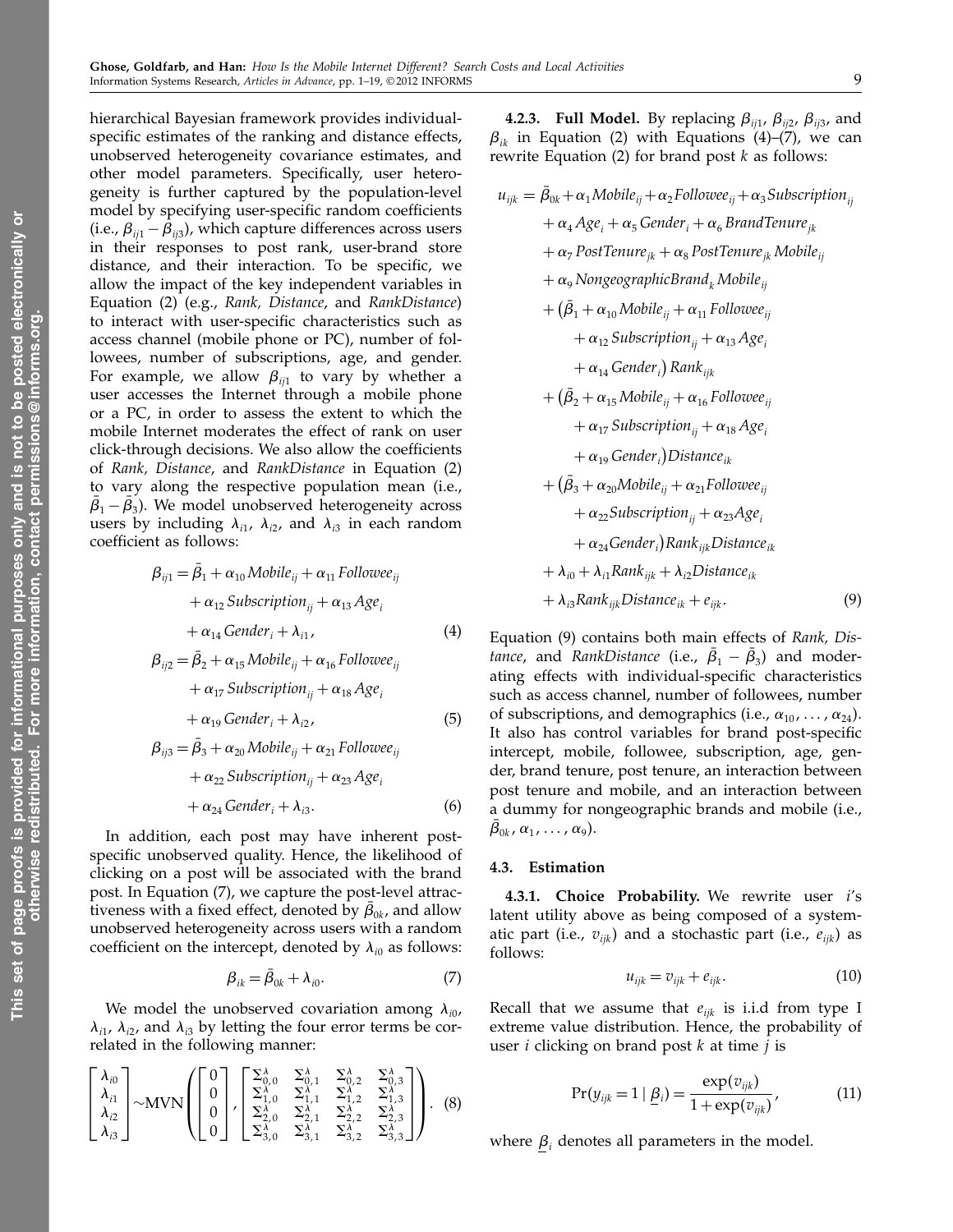hierarchical Bayesian framework provides individual-specific estimates of the ranking and distance effects, unobserved heterogeneity covariance estimates, and other model parameters. Specifically, user heterogeneity is further captured by the population-level model by specifying user-specific random coefficients (i.e., $\beta_{ij1} - \beta_{ij3}$), which capture differences across users in their responses to post rank, user-brand store distance, and their interaction. To be specific, we allow the impact of the key independent variables in Equation (2) (e.g., *Rank, Distance*, and *RankDistance*) to interact with user-specific characteristics such as access channel (mobile phone or PC), number of followees, number of subscriptions, age, and gender. For example, we allow $\beta_{ij1}$ to vary by whether a user accesses the Internet through a mobile phone or a PC, in order to assess the extent to which the mobile Internet moderates the effect of rank on user click-through decisions. We also allow the coefficients of *Rank, Distance*, and *RankDistance* in Equation (2) to vary along the respective population mean (i.e., $\bar{\beta}_1 - \bar{\beta}_3$). We model unobserved heterogeneity across users by including $\lambda_{i1}$, $\lambda_{i2}$, and $\lambda_{i3}$ in each random coefficient as follows:

$$\beta_{ij1} = \bar{\beta}_1 + \alpha_{10} Mobile_{ij} + \alpha_{11} Followee_{ij} + \alpha_{12} Subscription_{ij} + \alpha_{13} Age_i + \alpha_{14} Gender_i + \lambda_{i1}, \tag{4}$$

$$\beta_{ij2} = \bar{\beta}_2 + \alpha_{15} Mobile_{ij} + \alpha_{16} Followee_{ij} + \alpha_{17} Subscription_{ij} + \alpha_{18} Age_i + \alpha_{19} Gender_i + \lambda_{i2}, \tag{5}$$

$$\beta_{ij3} = \bar{\beta}_3 + \alpha_{20} Mobile_{ij} + \alpha_{21} Followee_{ij} + \alpha_{22} Subscription_{ij} + \alpha_{23} Age_i + \alpha_{24} Gender_i + \lambda_{i3}. \tag{6}$$

In addition, each post may have inherent post-specific unobserved quality. Hence, the likelihood of clicking on a post will be associated with the brand post. In Equation (7), we capture the post-level attractiveness with a fixed effect, denoted by $\bar{\beta}_{0k}$, and allow unobserved heterogeneity across users with a random coefficient on the intercept, denoted by $\lambda_{i0}$ as follows:

$$\beta_{ik} = \bar{\beta}_{0k} + \lambda_{i0}. \tag{7}$$

We model the unobserved covariation among $\lambda_{i0}$, $\lambda_{i1}$, $\lambda_{i2}$, and $\lambda_{i3}$ by letting the four error terms be correlated in the following manner:

$$\begin{bmatrix} \lambda_{i0} \\ \lambda_{i1} \\ \lambda_{i2} \\ \lambda_{i3} \end{bmatrix} \sim \text{MVN}\left( \begin{bmatrix} 0 \\ 0 \\ 0 \\ 0 \end{bmatrix}, \begin{bmatrix} \Sigma^{\lambda}_{0,0} & \Sigma^{\lambda}_{0,1} & \Sigma^{\lambda}_{0,2} & \Sigma^{\lambda}_{0,3} \\ \Sigma^{\lambda}_{1,0} & \Sigma^{\lambda}_{1,1} & \Sigma^{\lambda}_{1,2} & \Sigma^{\lambda}_{1,3} \\ \Sigma^{\lambda}_{2,0} & \Sigma^{\lambda}_{2,1} & \Sigma^{\lambda}_{2,2} & \Sigma^{\lambda}_{2,3} \\ \Sigma^{\lambda}_{3,0} & \Sigma^{\lambda}_{3,1} & \Sigma^{\lambda}_{3,2} & \Sigma^{\lambda}_{3,3} \end{bmatrix} \right). \tag{8}$$

**4.2.3. Full Model.** By replacing $\beta_{ij1}$, $\beta_{ij2}$, $\beta_{ij3}$, and $\beta_{ik}$ in Equation (2) with Equations (4)–(7), we can rewrite Equation (2) for brand post $k$ as follows:

$$\begin{aligned} u_{ijk} = {} & \bar{\beta}_{0k} + \alpha_1 Mobile_{ij} + \alpha_2 Followee_{ij} + \alpha_3 Subscription_{ij} \\ & + \alpha_4 Age_i + \alpha_5 Gender_i + \alpha_6 BrandTenure_{jk} \\ & + \alpha_7 PostTenure_{jk} + \alpha_8 PostTenure_{jk} Mobile_{ij} \\ & + \alpha_9 NongeographicBrand_k Mobile_{ij} \\ & + (\bar{\beta}_1 + \alpha_{10} Mobile_{ij} + \alpha_{11} Followee_{ij} \\ & \quad + \alpha_{12} Subscription_{ij} + \alpha_{13} Age_i \\ & \quad + \alpha_{14} Gender_i) Rank_{ijk} \\ & + (\bar{\beta}_2 + \alpha_{15} Mobile_{ij} + \alpha_{16} Followee_{ij} \\ & \quad + \alpha_{17} Subscription_{ij} + \alpha_{18} Age_i \\ & \quad + \alpha_{19} Gender_i) Distance_{ik} \\ & + (\bar{\beta}_3 + \alpha_{20} Mobile_{ij} + \alpha_{21} Followee_{ij} \\ & \quad + \alpha_{22} Subscription_{ij} + \alpha_{23} Age_i \\ & \quad + \alpha_{24} Gender_i) Rank_{ijk} Distance_{ik} \\ & + \lambda_{i0} + \lambda_{i1} Rank_{ijk} + \lambda_{i2} Distance_{ik} \\ & + \lambda_{i3} Rank_{ijk} Distance_{ik} + e_{ijk}. \end{aligned} \tag{9}$$

Equation (9) contains both main effects of *Rank, Distance*, and *RankDistance* (i.e., $\bar{\beta}_1 - \bar{\beta}_3$) and moderating effects with individual-specific characteristics such as access channel, number of followees, number of subscriptions, and demographics (i.e., $\alpha_{10}, \ldots, \alpha_{24}$). It also has control variables for brand post-specific intercept, mobile, followee, subscription, age, gender, brand tenure, post tenure, an interaction between post tenure and mobile, and an interaction between a dummy for nongeographic brands and mobile (i.e., $\bar{\beta}_{0k}, \alpha_1, \ldots, \alpha_9$).

### 4.3. Estimation

**4.3.1. Choice Probability.** We rewrite user $i$'s latent utility above as being composed of a systematic part (i.e., $v_{ijk}$) and a stochastic part (i.e., $e_{ijk}$) as follows:

$$u_{ijk} = v_{ijk} + e_{ijk}. \tag{10}$$

Recall that we assume that $e_{ijk}$ is i.i.d from type I extreme value distribution. Hence, the probability of user $i$ clicking on brand post $k$ at time $j$ is

$$\Pr(y_{ijk} = 1 \mid \underline{\beta}_i) = \frac{\exp(v_{ijk})}{1 + \exp(v_{ijk})}, \tag{11}$$

where $\underline{\beta}_i$ denotes all parameters in the model.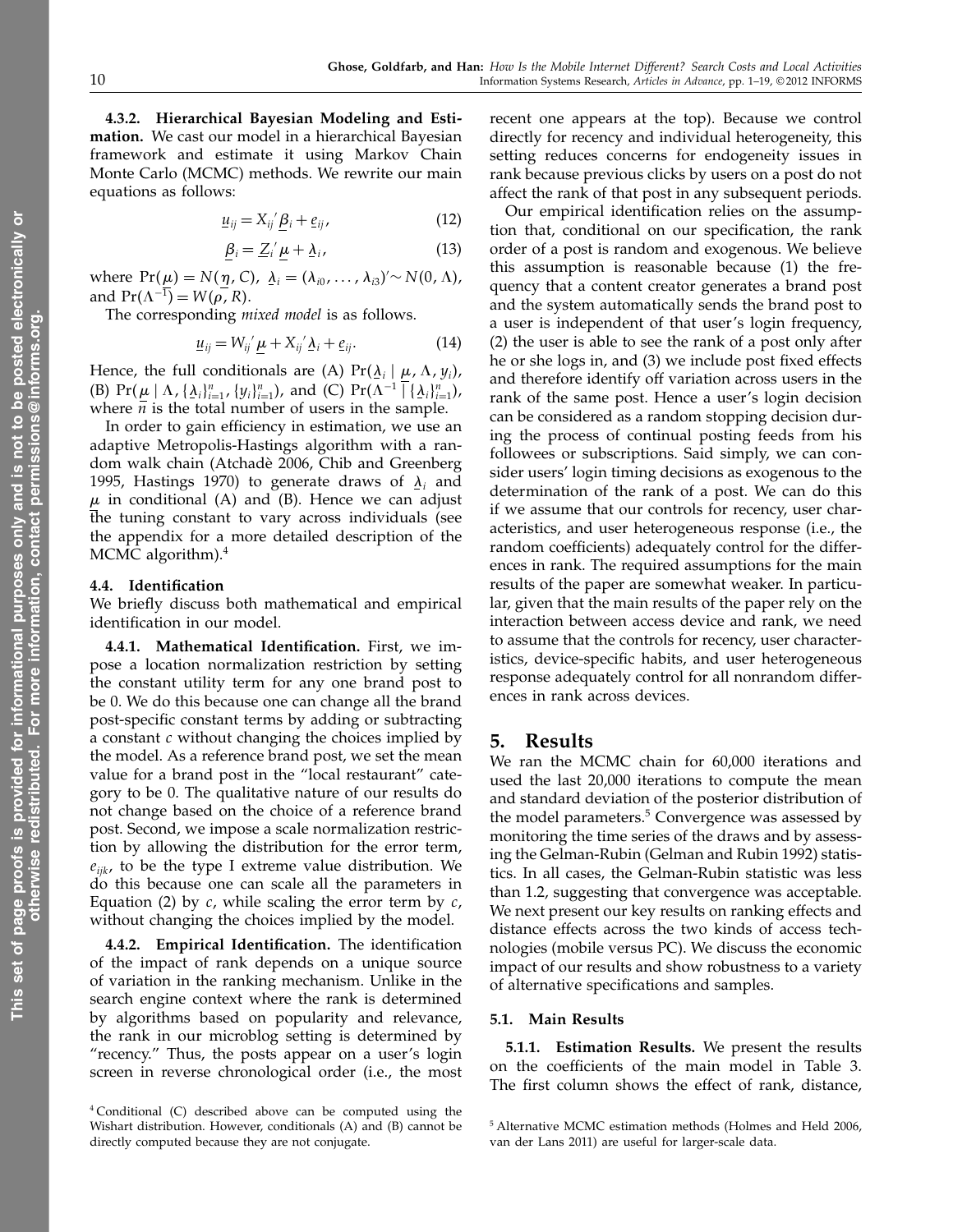**4.3.2. Hierarchical Bayesian Modeling and Estimation.** We cast our model in a hierarchical Bayesian framework and estimate it using Markov Chain Monte Carlo (MCMC) methods. We rewrite our main equations as follows:

$$\underline{u}_{ij} = X_{ij}{}' \underline{\beta}_i + \underline{e}_{ij}, \tag{12}$$

$$\underline{\beta}_i = \underline{Z}_i{}' \underline{\mu} + \underline{\lambda}_i, \tag{13}$$

where $\Pr(\underline{\mu}) = N(\underline{\eta}, C)$, $\underline{\lambda}_i = (\lambda_{i0}, \ldots, \lambda_{i3})' \sim N(0, \Lambda)$, and $\Pr(\Lambda^{-1}) = W(\underline{\rho}, R)$.

The corresponding *mixed model* is as follows.

$$\underline{u}_{ij} = W_{ij}{}' \underline{\mu} + X_{ij}{}' \underline{\lambda}_i + \underline{e}_{ij}. \tag{14}$$

Hence, the full conditionals are (A) $\Pr(\underline{\lambda}_i \mid \underline{\mu}, \Lambda, y_i)$, (B) $\Pr(\underline{\mu} \mid \Lambda, \{\underline{\lambda}_i\}_{i=1}^{n}, \{y_i\}_{i=1}^{n})$, and (C) $\Pr(\Lambda^{-1} \mid \{\underline{\lambda}_i\}_{i=1}^{n})$, where $\underline{n}$ is the total number of users in the sample.

In order to gain efficiency in estimation, we use an adaptive Metropolis-Hastings algorithm with a random walk chain (Atchadè 2006, Chib and Greenberg 1995, Hastings 1970) to generate draws of $\underline{\lambda}_i$ and $\underline{\mu}$ in conditional (A) and (B). Hence we can adjust the tuning constant to vary across individuals (see the appendix for a more detailed description of the MCMC algorithm).[4]

### 4.4. Identification

We briefly discuss both mathematical and empirical identification in our model.

**4.4.1. Mathematical Identification.** First, we impose a location normalization restriction by setting the constant utility term for any one brand post to be 0. We do this because one can change all the brand post-specific constant terms by adding or subtracting a constant $c$ without changing the choices implied by the model. As a reference brand post, we set the mean value for a brand post in the "local restaurant" category to be 0. The qualitative nature of our results do not change based on the choice of a reference brand post. Second, we impose a scale normalization restriction by allowing the distribution for the error term, $e_{ijk}$, to be the type I extreme value distribution. We do this because one can scale all the parameters in Equation (2) by $c$, while scaling the error term by $c$, without changing the choices implied by the model.

**4.4.2. Empirical Identification.** The identification of the impact of rank depends on a unique source of variation in the ranking mechanism. Unlike in the search engine context where the rank is determined by algorithms based on popularity and relevance, the rank in our microblog setting is determined by "recency." Thus, the posts appear on a user's login screen in reverse chronological order (i.e., the most recent one appears at the top). Because we control directly for recency and individual heterogeneity, this setting reduces concerns for endogeneity issues in rank because previous clicks by users on a post do not affect the rank of that post in any subsequent periods.

Our empirical identification relies on the assumption that, conditional on our specification, the rank order of a post is random and exogenous. We believe this assumption is reasonable because (1) the frequency that a content creator generates a brand post and the system automatically sends the brand post to a user is independent of that user's login frequency, (2) the user is able to see the rank of a post only after he or she logs in, and (3) we include post fixed effects and therefore identify off variation across users in the rank of the same post. Hence a user's login decision can be considered as a random stopping decision during the process of continual posting feeds from his followees or subscriptions. Said simply, we can consider users' login timing decisions as exogenous to the determination of the rank of a post. We can do this if we assume that our controls for recency, user characteristics, and user heterogeneous response (i.e., the random coefficients) adequately control for the differences in rank. The required assumptions for the main results of the paper are somewhat weaker. In particular, given that the main results of the paper rely on the interaction between access device and rank, we need to assume that the controls for recency, user characteristics, device-specific habits, and user heterogeneous response adequately control for all nonrandom differences in rank across devices.

## 5. Results

We ran the MCMC chain for 60,000 iterations and used the last 20,000 iterations to compute the mean and standard deviation of the posterior distribution of the model parameters.[5] Convergence was assessed by monitoring the time series of the draws and by assessing the Gelman-Rubin (Gelman and Rubin 1992) statistics. In all cases, the Gelman-Rubin statistic was less than 1.2, suggesting that convergence was acceptable. We next present our key results on ranking effects and distance effects across the two kinds of access technologies (mobile versus PC). We discuss the economic impact of our results and show robustness to a variety of alternative specifications and samples.

### 5.1. Main Results

**5.1.1. Estimation Results.** We present the results on the coefficients of the main model in Table 3. The first column shows the effect of rank, distance,

---

[4] Conditional (C) described above can be computed using the Wishart distribution. However, conditionals (A) and (B) cannot be directly computed because they are not conjugate.

[5] Alternative MCMC estimation methods (Holmes and Held 2006, van der Lans 2011) are useful for larger-scale data.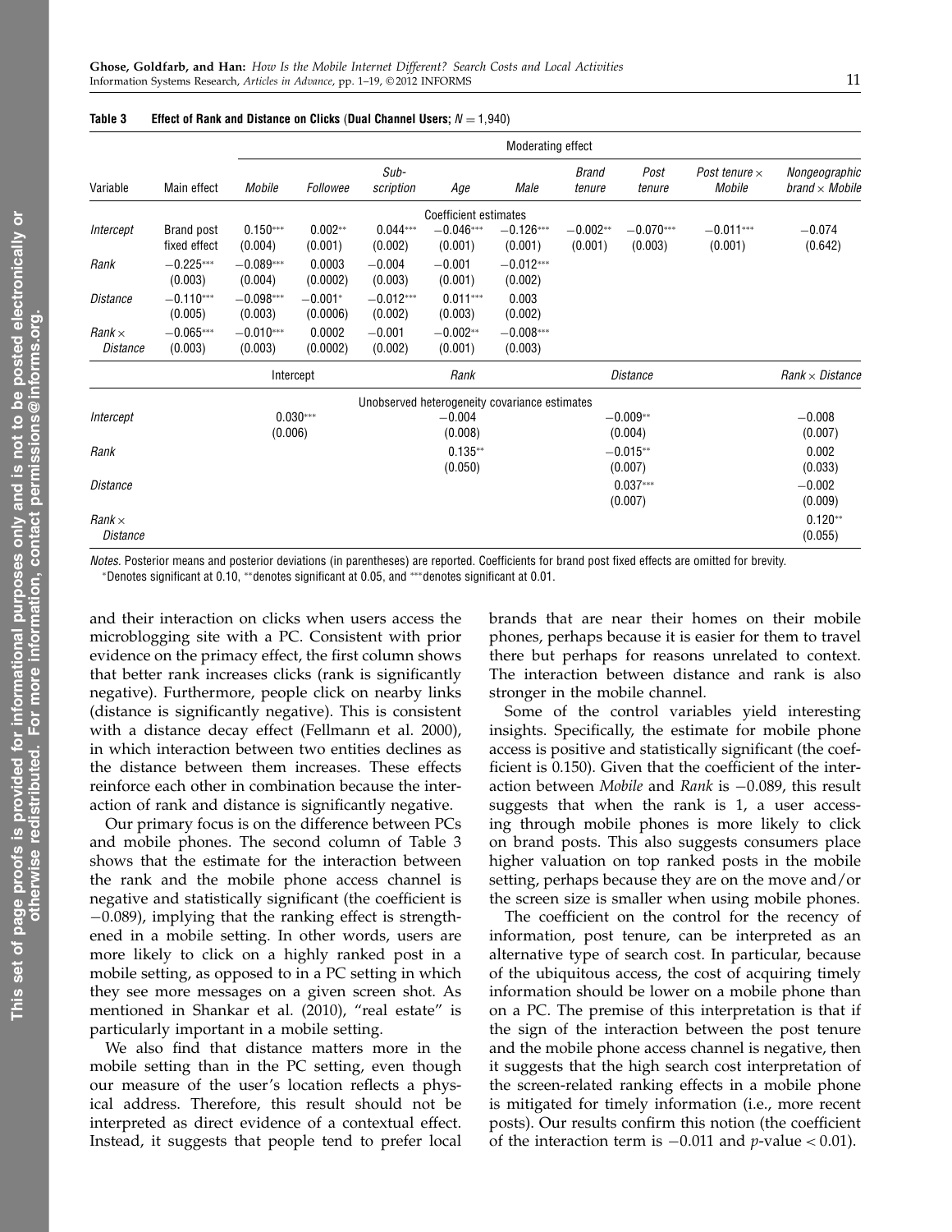**Table 3 Effect of Rank and Distance on Clicks (Dual Channel Users; $N = 1{,}940$)**

| | | Moderating effect | | | | | | | | |
|---|---|---|---|---|---|---|---|---|---|---|
| Variable | Main effect | *Mobile* | *Followee* | *Sub-scription* | *Age* | *Male* | *Brand tenure* | *Post tenure* | *Post tenure × Mobile* | *Nongeographic brand × Mobile* |
| | | | | | Coefficient estimates | | | | | |
| *Intercept* | Brand post fixed effect | 0.150*** (0.004) | 0.002** (0.001) | 0.044*** (0.002) | −0.046*** (0.001) | −0.126*** (0.001) | −0.002** (0.001) | −0.070*** (0.003) | −0.011*** (0.001) | −0.074 (0.642) |
| *Rank* | −0.225*** (0.003) | −0.089*** (0.004) | 0.0003 (0.0002) | −0.004 (0.003) | −0.001 (0.001) | −0.012*** (0.002) | | | | |
| *Distance* | −0.110*** (0.005) | −0.098*** (0.003) | −0.001* (0.0006) | −0.012*** (0.002) | 0.011*** (0.003) | 0.003 (0.002) | | | | |
| *Rank × Distance* | −0.065*** (0.003) | −0.010*** (0.003) | 0.0002 (0.0002) | −0.001 (0.002) | −0.002** (0.001) | −0.008*** (0.003) | | | | |

| | Intercept | Rank | Distance | Rank × Distance |
|---|---|---|---|---|
| | | Unobserved heterogeneity covariance estimates | | |
| *Intercept* | 0.030*** (0.006) | −0.004 (0.008) | −0.009** (0.004) | −0.008 (0.007) |
| *Rank* | | 0.135** (0.050) | −0.015** (0.007) | 0.002 (0.033) |
| *Distance* | | | 0.037*** (0.007) | −0.002 (0.009) |
| *Rank × Distance* | | | | 0.120** (0.055) |

*Notes.* Posterior means and posterior deviations (in parentheses) are reported. Coefficients for brand post fixed effects are omitted for brevity.
*Denotes significant at 0.10, **denotes significant at 0.05, and ***denotes significant at 0.01.

and their interaction on clicks when users access the microblogging site with a PC. Consistent with prior evidence on the primacy effect, the first column shows that better rank increases clicks (rank is significantly negative). Furthermore, people click on nearby links (distance is significantly negative). This is consistent with a distance decay effect (Fellmann et al. 2000), in which interaction between two entities declines as the distance between them increases. These effects reinforce each other in combination because the interaction of rank and distance is significantly negative.

Our primary focus is on the difference between PCs and mobile phones. The second column of Table 3 shows that the estimate for the interaction between the rank and the mobile phone access channel is negative and statistically significant (the coefficient is −0.089), implying that the ranking effect is strengthened in a mobile setting. In other words, users are more likely to click on a highly ranked post in a mobile setting, as opposed to in a PC setting in which they see more messages on a given screen shot. As mentioned in Shankar et al. (2010), "real estate" is particularly important in a mobile setting.

We also find that distance matters more in the mobile setting than in the PC setting, even though our measure of the user's location reflects a physical address. Therefore, this result should not be interpreted as direct evidence of a contextual effect. Instead, it suggests that people tend to prefer local brands that are near their homes on their mobile phones, perhaps because it is easier for them to travel there but perhaps for reasons unrelated to context. The interaction between distance and rank is also stronger in the mobile channel.

Some of the control variables yield interesting insights. Specifically, the estimate for mobile phone access is positive and statistically significant (the coefficient is 0.150). Given that the coefficient of the interaction between *Mobile* and *Rank* is −0.089, this result suggests that when the rank is 1, a user accessing through mobile phones is more likely to click on brand posts. This also suggests consumers place higher valuation on top ranked posts in the mobile setting, perhaps because they are on the move and/or the screen size is smaller when using mobile phones.

The coefficient on the control for the recency of information, post tenure, can be interpreted as an alternative type of search cost. In particular, because of the ubiquitous access, the cost of acquiring timely information should be lower on a mobile phone than on a PC. The premise of this interpretation is that if the sign of the interaction between the post tenure and the mobile phone access channel is negative, then it suggests that the high search cost interpretation of the screen-related ranking effects in a mobile phone is mitigated for timely information (i.e., more recent posts). Our results confirm this notion (the coefficient of the interaction term is −0.011 and $p$-value $< 0.01$).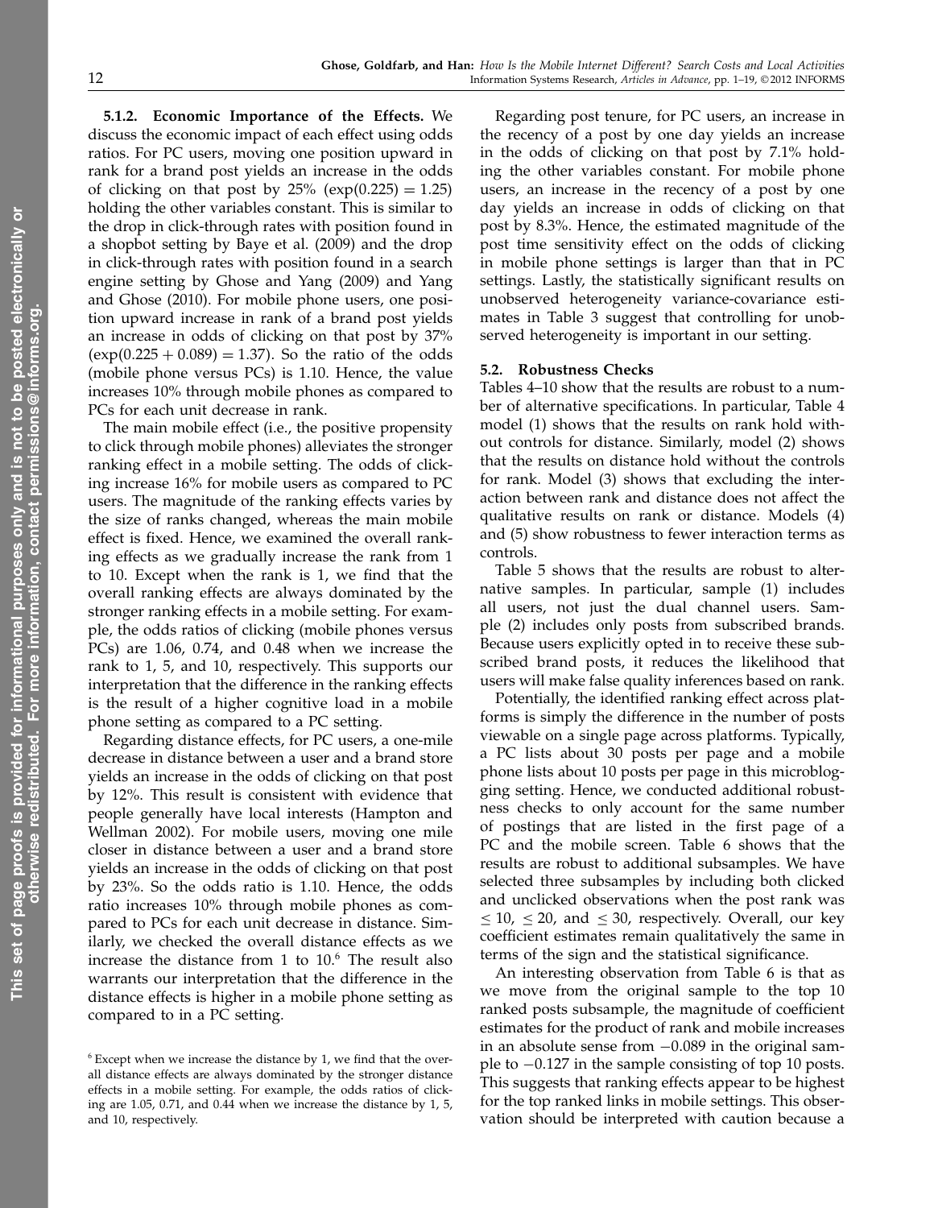**5.1.2. Economic Importance of the Effects.** We discuss the economic impact of each effect using odds ratios. For PC users, moving one position upward in rank for a brand post yields an increase in the odds of clicking on that post by 25% ($\exp(0.225) = 1.25$) holding the other variables constant. This is similar to the drop in click-through rates with position found in a shopbot setting by Baye et al. (2009) and the drop in click-through rates with position found in a search engine setting by Ghose and Yang (2009) and Yang and Ghose (2010). For mobile phone users, one position upward increase in rank of a brand post yields an increase in odds of clicking on that post by 37% ($\exp(0.225 + 0.089) = 1.37$). So the ratio of the odds (mobile phone versus PCs) is 1.10. Hence, the value increases 10% through mobile phones as compared to PCs for each unit decrease in rank.

The main mobile effect (i.e., the positive propensity to click through mobile phones) alleviates the stronger ranking effect in a mobile setting. The odds of clicking increase 16% for mobile users as compared to PC users. The magnitude of the ranking effects varies by the size of ranks changed, whereas the main mobile effect is fixed. Hence, we examined the overall ranking effects as we gradually increase the rank from 1 to 10. Except when the rank is 1, we find that the overall ranking effects are always dominated by the stronger ranking effects in a mobile setting. For example, the odds ratios of clicking (mobile phones versus PCs) are 1.06, 0.74, and 0.48 when we increase the rank to 1, 5, and 10, respectively. This supports our interpretation that the difference in the ranking effects is the result of a higher cognitive load in a mobile phone setting as compared to a PC setting.

Regarding distance effects, for PC users, a one-mile decrease in distance between a user and a brand store yields an increase in the odds of clicking on that post by 12%. This result is consistent with evidence that people generally have local interests (Hampton and Wellman 2002). For mobile users, moving one mile closer in distance between a user and a brand store yields an increase in the odds of clicking on that post by 23%. So the odds ratio is 1.10. Hence, the odds ratio increases 10% through mobile phones as compared to PCs for each unit decrease in distance. Similarly, we checked the overall distance effects as we increase the distance from 1 to 10.[6] The result also warrants our interpretation that the difference in the distance effects is higher in a mobile phone setting as compared to in a PC setting.

Regarding post tenure, for PC users, an increase in the recency of a post by one day yields an increase in the odds of clicking on that post by 7.1% holding the other variables constant. For mobile phone users, an increase in the recency of a post by one day yields an increase in odds of clicking on that post by 8.3%. Hence, the estimated magnitude of the post time sensitivity effect on the odds of clicking in mobile phone settings is larger than that in PC settings. Lastly, the statistically significant results on unobserved heterogeneity variance-covariance estimates in Table 3 suggest that controlling for unobserved heterogeneity is important in our setting.

### 5.2. Robustness Checks

Tables 4–10 show that the results are robust to a number of alternative specifications. In particular, Table 4 model (1) shows that the results on rank hold without controls for distance. Similarly, model (2) shows that the results on distance hold without the controls for rank. Model (3) shows that excluding the interaction between rank and distance does not affect the qualitative results on rank or distance. Models (4) and (5) show robustness to fewer interaction terms as controls.

Table 5 shows that the results are robust to alternative samples. In particular, sample (1) includes all users, not just the dual channel users. Sample (2) includes only posts from subscribed brands. Because users explicitly opted in to receive these subscribed brand posts, it reduces the likelihood that users will make false quality inferences based on rank.

Potentially, the identified ranking effect across platforms is simply the difference in the number of posts viewable on a single page across platforms. Typically, a PC lists about 30 posts per page and a mobile phone lists about 10 posts per page in this microblogging setting. Hence, we conducted additional robustness checks to only account for the same number of postings that are listed in the first page of a PC and the mobile screen. Table 6 shows that the results are robust to additional subsamples. We have selected three subsamples by including both clicked and unclicked observations when the post rank was $\leq 10$, $\leq 20$, and $\leq 30$, respectively. Overall, our key coefficient estimates remain qualitatively the same in terms of the sign and the statistical significance.

An interesting observation from Table 6 is that as we move from the original sample to the top 10 ranked posts subsample, the magnitude of coefficient estimates for the product of rank and mobile increases in an absolute sense from $-0.089$ in the original sample to $-0.127$ in the sample consisting of top 10 posts. This suggests that ranking effects appear to be highest for the top ranked links in mobile settings. This observation should be interpreted with caution because a

[6] Except when we increase the distance by 1, we find that the overall distance effects are always dominated by the stronger distance effects in a mobile setting. For example, the odds ratios of clicking are 1.05, 0.71, and 0.44 when we increase the distance by 1, 5, and 10, respectively.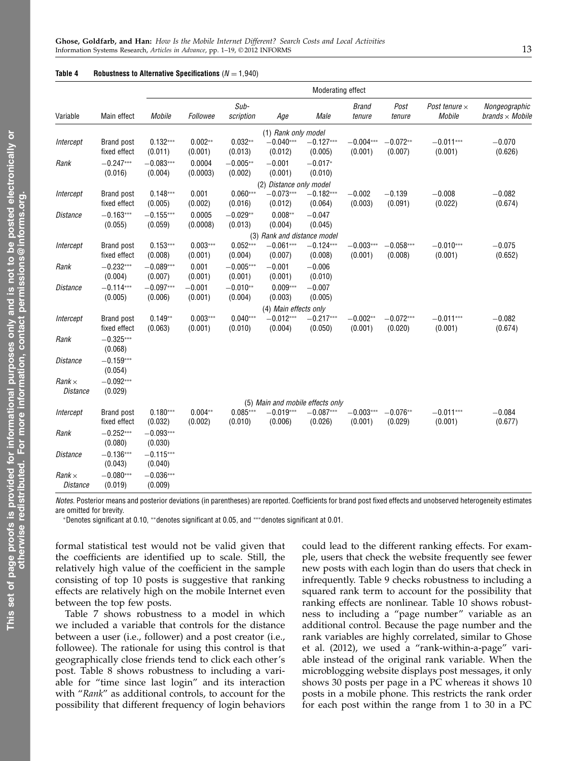**Table 4 Robustness to Alternative Specifications ($N = 1{,}940$)**

| | | Moderating effect | | | | | | | | |
|---|---|---|---|---|---|---|---|---|---|---|
| Variable | Main effect | *Mobile* | *Followee* | *Sub-scription* | *Age* | *Male* | *Brand tenure* | *Post tenure* | *Post tenure × Mobile* | *Nongeographic brands × Mobile* |
| | | | | | (1) *Rank only model* | | | | | |
| *Intercept* | Brand post fixed effect | 0.132*** (0.011) | 0.002** (0.001) | 0.032** (0.013) | −0.040*** (0.012) | −0.127*** (0.005) | −0.004*** (0.001) | −0.072** (0.007) | −0.011*** (0.001) | −0.070 (0.626) |
| *Rank* | −0.247*** (0.016) | −0.083*** (0.004) | 0.0004 (0.0003) | −0.005** (0.002) | −0.001 (0.001) | −0.017* (0.010) | | | | |
| | | | | | (2) *Distance only model* | | | | | |
| *Intercept* | Brand post fixed effect | 0.148*** (0.005) | 0.001 (0.002) | 0.060*** (0.016) | −0.073*** (0.012) | −0.182*** (0.064) | −0.002 (0.003) | −0.139 (0.091) | −0.008 (0.022) | −0.082 (0.674) |
| *Distance* | −0.163*** (0.055) | −0.155*** (0.059) | 0.0005 (0.0008) | −0.029** (0.013) | 0.008** (0.004) | −0.047 (0.045) | | | | |
| | | | | | (3) *Rank and distance model* | | | | | |
| *Intercept* | Brand post fixed effect | 0.153*** (0.008) | 0.003*** (0.001) | 0.052*** (0.004) | −0.061*** (0.007) | −0.124*** (0.008) | −0.003*** (0.001) | −0.058*** (0.008) | −0.010*** (0.001) | −0.075 (0.652) |
| *Rank* | −0.232*** (0.004) | −0.089*** (0.007) | 0.001 (0.001) | −0.005*** (0.001) | −0.001 (0.001) | −0.006 (0.010) | | | | |
| *Distance* | −0.114*** (0.005) | −0.097*** (0.006) | −0.001 (0.001) | −0.010** (0.004) | 0.009*** (0.003) | −0.007 (0.005) | | | | |
| | | | | | (4) *Main effects only* | | | | | |
| *Intercept* | Brand post fixed effect | 0.149** (0.063) | 0.003*** (0.001) | 0.040*** (0.010) | −0.012*** (0.004) | −0.217*** (0.050) | −0.002** (0.001) | −0.072*** (0.020) | −0.011*** (0.001) | −0.082 (0.674) |
| *Rank* | −0.325*** (0.068) | | | | | | | | | |
| *Distance* | −0.159*** (0.054) | | | | | | | | | |
| *Rank × Distance* | −0.092*** (0.029) | | | | | | | | | |
| | | | | | (5) *Main and mobile effects only* | | | | | |
| *Intercept* | Brand post fixed effect | 0.180*** (0.032) | 0.004** (0.002) | 0.085*** (0.010) | −0.019*** (0.006) | −0.087*** (0.026) | −0.003*** (0.001) | −0.076** (0.029) | −0.011*** (0.001) | −0.084 (0.677) |
| *Rank* | −0.252*** (0.080) | −0.093*** (0.030) | | | | | | | | |
| *Distance* | −0.136*** (0.043) | −0.115*** (0.040) | | | | | | | | |
| *Rank × Distance* | −0.080*** (0.019) | −0.036*** (0.009) | | | | | | | | |

*Notes.* Posterior means and posterior deviations (in parentheses) are reported. Coefficients for brand post fixed effects and unobserved heterogeneity estimates are omitted for brevity.

*Denotes significant at 0.10, **denotes significant at 0.05, and ***denotes significant at 0.01.

formal statistical test would not be valid given that the coefficients are identified up to scale. Still, the relatively high value of the coefficient in the sample consisting of top 10 posts is suggestive that ranking effects are relatively high on the mobile Internet even between the top few posts.

Table 7 shows robustness to a model in which we included a variable that controls for the distance between a user (i.e., follower) and a post creator (i.e., followee). The rationale for using this control is that geographically close friends tend to click each other's post. Table 8 shows robustness to including a variable for "time since last login" and its interaction with "*Rank*" as additional controls, to account for the possibility that different frequency of login behaviors could lead to the different ranking effects. For example, users that check the website frequently see fewer new posts with each login than do users that check in infrequently. Table 9 checks robustness to including a squared rank term to account for the possibility that ranking effects are nonlinear. Table 10 shows robustness to including a "page number" variable as an additional control. Because the page number and the rank variables are highly correlated, similar to Ghose et al. (2012), we used a "rank-within-a-page" variable instead of the original rank variable. When the microblogging website displays post messages, it only shows 30 posts per page in a PC whereas it shows 10 posts in a mobile phone. This restricts the rank order for each post within the range from 1 to 30 in a PC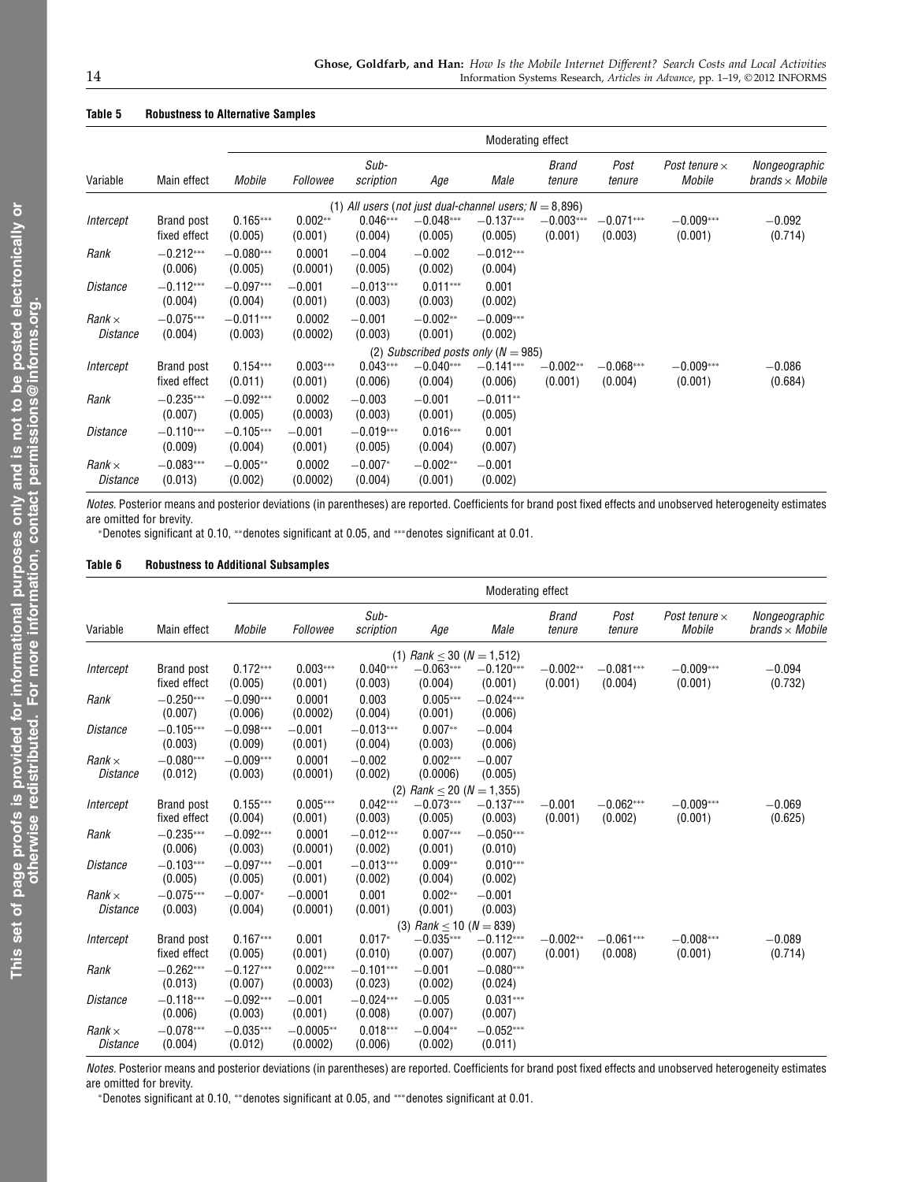**Table 5 Robustness to Alternative Samples**

| | | Moderating effect | | | | | | | | |
|---|---|---|---|---|---|---|---|---|---|---|
| Variable | Main effect | *Mobile* | *Followee* | *Sub-scription* | *Age* | *Male* | *Brand tenure* | *Post tenure* | *Post tenure × Mobile* | *Nongeographic brands × Mobile* |
| | | | | (1) *All users* (*not just dual-channel users*; *N* = 8,896) | | | | | | |
| *Intercept* | Brand post fixed effect | 0.165*** (0.005) | 0.002** (0.001) | 0.046*** (0.004) | −0.048*** (0.005) | −0.137*** (0.005) | −0.003*** (0.001) | −0.071*** (0.003) | −0.009*** (0.001) | −0.092 (0.714) |
| *Rank* | −0.212*** (0.006) | −0.080*** (0.005) | 0.0001 (0.0001) | −0.004 (0.005) | −0.002 (0.002) | −0.012*** (0.004) | | | | |
| *Distance* | −0.112*** (0.004) | −0.097*** (0.004) | −0.001 (0.001) | −0.013*** (0.003) | 0.011*** (0.003) | 0.001 (0.002) | | | | |
| *Rank × Distance* | −0.075*** (0.004) | −0.011*** (0.003) | 0.0002 (0.0002) | −0.001 (0.003) | −0.002** (0.001) | −0.009*** (0.002) | | | | |
| | | | | (2) *Subscribed posts only* (*N* = 985) | | | | | | |
| *Intercept* | Brand post fixed effect | 0.154*** (0.011) | 0.003*** (0.001) | 0.043*** (0.006) | −0.040*** (0.004) | −0.141*** (0.006) | −0.002** (0.001) | −0.068*** (0.004) | −0.009*** (0.001) | −0.086 (0.684) |
| *Rank* | −0.235*** (0.007) | −0.092*** (0.005) | 0.0002 (0.0003) | −0.003 (0.003) | −0.001 (0.001) | −0.011** (0.005) | | | | |
| *Distance* | −0.110*** (0.009) | −0.105*** (0.004) | −0.001 (0.001) | −0.019*** (0.005) | 0.016*** (0.004) | 0.001 (0.007) | | | | |
| *Rank × Distance* | −0.083*** (0.013) | −0.005** (0.002) | 0.0002 (0.0002) | −0.007* (0.004) | −0.002** (0.001) | −0.001 (0.002) | | | | |

*Notes.* Posterior means and posterior deviations (in parentheses) are reported. Coefficients for brand post fixed effects and unobserved heterogeneity estimates are omitted for brevity.

*Denotes significant at 0.10, **denotes significant at 0.05, and ***denotes significant at 0.01.

**Table 6 Robustness to Additional Subsamples**

| | | Moderating effect | | | | | | | | |
|---|---|---|---|---|---|---|---|---|---|---|
| Variable | Main effect | *Mobile* | *Followee* | *Sub-scription* | *Age* | *Male* | *Brand tenure* | *Post tenure* | *Post tenure × Mobile* | *Nongeographic brands × Mobile* |
| | | | | (1) *Rank* ≤ 30 (*N* = 1,512) | | | | | | |
| *Intercept* | Brand post fixed effect | 0.172*** (0.005) | 0.003*** (0.001) | 0.040*** (0.003) | −0.063*** (0.004) | −0.120*** (0.001) | −0.002** (0.001) | −0.081*** (0.004) | −0.009*** (0.001) | −0.094 (0.732) |
| *Rank* | −0.250*** (0.007) | −0.090*** (0.006) | 0.0001 (0.0002) | 0.003 (0.004) | 0.005*** (0.001) | −0.024*** (0.006) | | | | |
| *Distance* | −0.105*** (0.003) | −0.098*** (0.009) | −0.001 (0.001) | −0.013*** (0.004) | 0.007** (0.003) | −0.004 (0.006) | | | | |
| *Rank × Distance* | −0.080*** (0.012) | −0.009*** (0.003) | 0.0001 (0.0001) | −0.002 (0.002) | 0.002*** (0.0006) | −0.007 (0.005) | | | | |
| | | | | (2) *Rank* ≤ 20 (*N* = 1,355) | | | | | | |
| *Intercept* | Brand post fixed effect | 0.155*** (0.004) | 0.005*** (0.001) | 0.042*** (0.003) | −0.073*** (0.005) | −0.137*** (0.003) | −0.001 (0.001) | −0.062*** (0.002) | −0.009*** (0.001) | −0.069 (0.625) |
| *Rank* | −0.235*** (0.006) | −0.092*** (0.003) | 0.0001 (0.0001) | −0.012*** (0.002) | 0.007*** (0.001) | −0.050*** (0.010) | | | | |
| *Distance* | −0.103*** (0.005) | −0.097*** (0.005) | −0.001 (0.001) | −0.013*** (0.002) | 0.009** (0.004) | 0.010*** (0.002) | | | | |
| *Rank × Distance* | −0.075*** (0.003) | −0.007* (0.004) | −0.0001 (0.0001) | 0.001 (0.001) | 0.002** (0.001) | −0.001 (0.003) | | | | |
| | | | | (3) *Rank* ≤ 10 (*N* = 839) | | | | | | |
| *Intercept* | Brand post fixed effect | 0.167*** (0.005) | 0.001 (0.001) | 0.017* (0.010) | −0.035*** (0.007) | −0.112*** (0.007) | −0.002** (0.001) | −0.061*** (0.008) | −0.008*** (0.001) | −0.089 (0.714) |
| *Rank* | −0.262*** (0.013) | −0.127*** (0.007) | 0.002*** (0.0003) | −0.101*** (0.023) | −0.001 (0.002) | −0.080*** (0.024) | | | | |
| *Distance* | −0.118*** (0.006) | −0.092*** (0.003) | −0.001 (0.001) | −0.024*** (0.008) | −0.005 (0.007) | 0.031*** (0.007) | | | | |
| *Rank × Distance* | −0.078*** (0.004) | −0.035*** (0.012) | −0.0005** (0.0002) | 0.018*** (0.006) | −0.004** (0.002) | −0.052*** (0.011) | | | | |

*Notes.* Posterior means and posterior deviations (in parentheses) are reported. Coefficients for brand post fixed effects and unobserved heterogeneity estimates are omitted for brevity.

*Denotes significant at 0.10, **denotes significant at 0.05, and ***denotes significant at 0.01.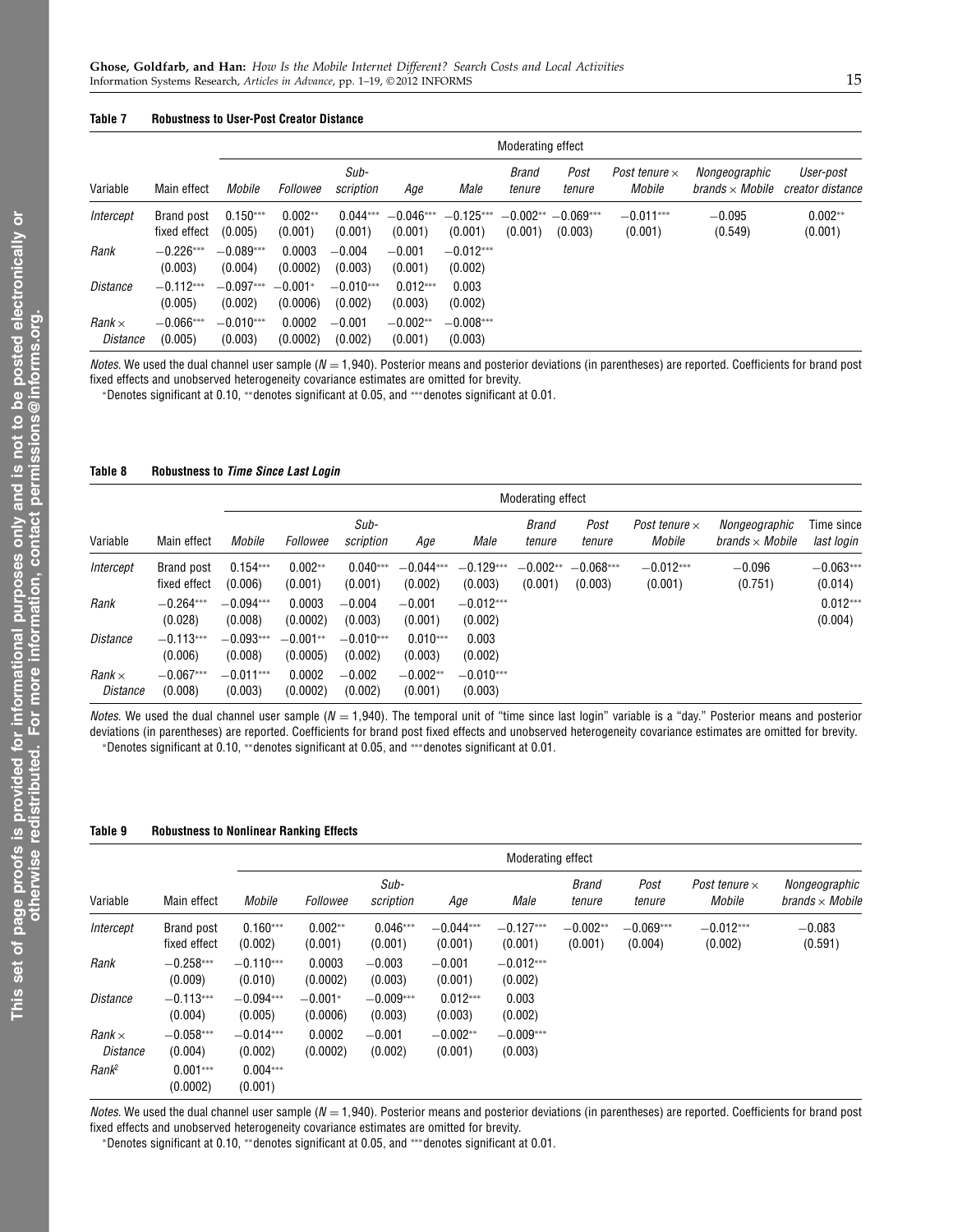**Table 7 Robustness to User-Post Creator Distance**

| Variable | Main effect | Moderating effect | | | | | | | | | |
|---|---|---|---|---|---|---|---|---|---|---|---|
| | | *Mobile* | *Followee* | *Sub-scription* | *Age* | *Male* | *Brand tenure* | *Post tenure* | *Post tenure × Mobile* | *Nongeographic brands × Mobile* | *User-post creator distance* |
| *Intercept* | Brand post fixed effect | 0.150*** (0.005) | 0.002** (0.001) | 0.044*** (0.001) | −0.046*** (0.001) | −0.125*** (0.001) | −0.002** (0.001) | −0.069*** (0.003) | −0.011*** (0.001) | −0.095 (0.549) | 0.002** (0.001) |
| *Rank* | −0.226*** (0.003) | −0.089*** (0.004) | 0.0003 (0.0002) | −0.004 (0.003) | −0.001 (0.001) | −0.012*** (0.002) | | | | | |
| *Distance* | −0.112*** (0.005) | −0.097*** (0.002) | −0.001* (0.0006) | −0.010*** (0.002) | 0.012*** (0.003) | 0.003 (0.002) | | | | | |
| *Rank × Distance* | −0.066*** (0.005) | −0.010*** (0.003) | 0.0002 (0.0002) | −0.001 (0.002) | −0.002** (0.001) | −0.008*** (0.003) | | | | | |

*Notes.* We used the dual channel user sample ($N = 1{,}940$). Posterior means and posterior deviations (in parentheses) are reported. Coefficients for brand post fixed effects and unobserved heterogeneity covariance estimates are omitted for brevity.

*Denotes significant at 0.10, **denotes significant at 0.05, and ***denotes significant at 0.01.

**Table 8 Robustness to *Time Since Last Login***

| Variable | Main effect | Moderating effect | | | | | | | | | |
|---|---|---|---|---|---|---|---|---|---|---|---|
| | | *Mobile* | *Followee* | *Sub-scription* | *Age* | *Male* | *Brand tenure* | *Post tenure* | *Post tenure × Mobile* | *Nongeographic brands × Mobile* | Time since last login |
| *Intercept* | Brand post fixed effect | 0.154*** (0.006) | 0.002** (0.001) | 0.040*** (0.001) | −0.044*** (0.002) | −0.129*** (0.003) | −0.002** (0.001) | −0.068*** (0.003) | −0.012*** (0.001) | −0.096 (0.751) | −0.063*** (0.014) |
| *Rank* | −0.264*** (0.028) | −0.094*** (0.008) | 0.0003 (0.0002) | −0.004 (0.003) | −0.001 (0.001) | −0.012*** (0.002) | | | | | 0.012*** (0.004) |
| *Distance* | −0.113*** (0.006) | −0.093*** (0.008) | −0.001** (0.0005) | −0.010*** (0.002) | 0.010*** (0.003) | 0.003 (0.002) | | | | | |
| *Rank × Distance* | −0.067*** (0.008) | −0.011*** (0.003) | 0.0002 (0.0002) | −0.002 (0.002) | −0.002** (0.001) | −0.010*** (0.003) | | | | | |

*Notes.* We used the dual channel user sample ($N = 1{,}940$). The temporal unit of "time since last login" variable is a "day." Posterior means and posterior deviations (in parentheses) are reported. Coefficients for brand post fixed effects and unobserved heterogeneity covariance estimates are omitted for brevity.

*Denotes significant at 0.10, **denotes significant at 0.05, and ***denotes significant at 0.01.

**Table 9 Robustness to Nonlinear Ranking Effects**

| Variable | Main effect | Moderating effect | | | | | | | | |
|---|---|---|---|---|---|---|---|---|---|---|
| | | *Mobile* | *Followee* | *Sub-scription* | *Age* | *Male* | *Brand tenure* | *Post tenure* | *Post tenure × Mobile* | *Nongeographic brands × Mobile* |
| *Intercept* | Brand post fixed effect | 0.160*** (0.002) | 0.002** (0.001) | 0.046*** (0.001) | −0.044*** (0.001) | −0.127*** (0.001) | −0.002** (0.001) | −0.069*** (0.004) | −0.012*** (0.002) | −0.083 (0.591) |
| *Rank* | −0.258*** (0.009) | −0.110*** (0.010) | 0.0003 (0.0002) | −0.003 (0.003) | −0.001 (0.001) | −0.012*** (0.002) | | | | |
| *Distance* | −0.113*** (0.004) | −0.094*** (0.005) | −0.001* (0.0006) | −0.009*** (0.003) | 0.012*** (0.003) | 0.003 (0.002) | | | | |
| *Rank × Distance* | −0.058*** (0.004) | −0.014*** (0.002) | 0.0002 (0.0002) | −0.001 (0.002) | −0.002** (0.001) | −0.009*** (0.003) | | | | |
| *Rank²* | 0.001*** (0.0002) | 0.004*** (0.001) | | | | | | | | |

*Notes.* We used the dual channel user sample ($N = 1{,}940$). Posterior means and posterior deviations (in parentheses) are reported. Coefficients for brand post fixed effects and unobserved heterogeneity covariance estimates are omitted for brevity.

*Denotes significant at 0.10, **denotes significant at 0.05, and ***denotes significant at 0.01.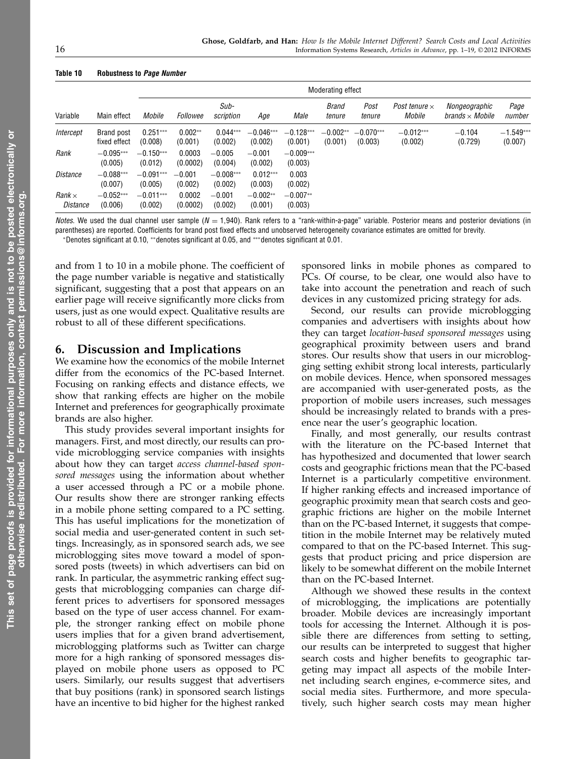**Table 10 Robustness to *Page Number***

| Variable | Main effect | Moderating effect | | | | | | | | | |
|---|---|---|---|---|---|---|---|---|---|---|---|
| | | *Mobile* | *Followee* | *Sub-scription* | *Age* | *Male* | *Brand tenure* | *Post tenure* | *Post tenure* × *Mobile* | *Nongeographic brands* × *Mobile* | *Page number* |
| *Intercept* | Brand post fixed effect | 0.251*** (0.008) | 0.002** (0.001) | 0.044*** (0.002) | −0.046*** (0.002) | −0.128*** (0.001) | −0.002** (0.001) | −0.070*** (0.003) | −0.012*** (0.002) | −0.104 (0.729) | −1.549*** (0.007) |
| *Rank* | −0.095*** (0.005) | −0.150*** (0.012) | 0.0003 (0.0002) | −0.005 (0.004) | −0.001 (0.002) | −0.009*** (0.003) | | | | | |
| *Distance* | −0.088*** (0.007) | −0.091*** (0.005) | −0.001 (0.002) | −0.008*** (0.002) | 0.012*** (0.003) | 0.003 (0.002) | | | | | |
| *Rank* × *Distance* | −0.052*** (0.006) | −0.011*** (0.002) | 0.0002 (0.0002) | −0.001 (0.002) | −0.002** (0.001) | −0.007** (0.003) | | | | | |

*Notes.* We used the dual channel user sample ($N = 1{,}940$). Rank refers to a "rank-within-a-page" variable. Posterior means and posterior deviations (in parentheses) are reported. Coefficients for brand post fixed effects and unobserved heterogeneity covariance estimates are omitted for brevity.

*Denotes significant at 0.10, **denotes significant at 0.05, and ***denotes significant at 0.01.

and from 1 to 10 in a mobile phone. The coefficient of the page number variable is negative and statistically significant, suggesting that a post that appears on an earlier page will receive significantly more clicks from users, just as one would expect. Qualitative results are robust to all of these different specifications.

## 6. Discussion and Implications

We examine how the economics of the mobile Internet differ from the economics of the PC-based Internet. Focusing on ranking effects and distance effects, we show that ranking effects are higher on the mobile Internet and preferences for geographically proximate brands are also higher.

This study provides several important insights for managers. First, and most directly, our results can provide microblogging service companies with insights about how they can target *access channel-based sponsored messages* using the information about whether a user accessed through a PC or a mobile phone. Our results show there are stronger ranking effects in a mobile phone setting compared to a PC setting. This has useful implications for the monetization of social media and user-generated content in such settings. Increasingly, as in sponsored search ads, we see microblogging sites move toward a model of sponsored posts (tweets) in which advertisers can bid on rank. In particular, the asymmetric ranking effect suggests that microblogging companies can charge different prices to advertisers for sponsored messages based on the type of user access channel. For example, the stronger ranking effect on mobile phone users implies that for a given brand advertisement, microblogging platforms such as Twitter can charge more for a high ranking of sponsored messages displayed on mobile phone users as opposed to PC users. Similarly, our results suggest that advertisers that buy positions (rank) in sponsored search listings have an incentive to bid higher for the highest ranked sponsored links in mobile phones as compared to PCs. Of course, to be clear, one would also have to take into account the penetration and reach of such devices in any customized pricing strategy for ads.

Second, our results can provide microblogging companies and advertisers with insights about how they can target *location-based sponsored messages* using geographical proximity between users and brand stores. Our results show that users in our microblogging setting exhibit strong local interests, particularly on mobile devices. Hence, when sponsored messages are accompanied with user-generated posts, as the proportion of mobile users increases, such messages should be increasingly related to brands with a presence near the user's geographic location.

Finally, and most generally, our results contrast with the literature on the PC-based Internet that has hypothesized and documented that lower search costs and geographic frictions mean that the PC-based Internet is a particularly competitive environment. If higher ranking effects and increased importance of geographic proximity mean that search costs and geographic frictions are higher on the mobile Internet than on the PC-based Internet, it suggests that competition in the mobile Internet may be relatively muted compared to that on the PC-based Internet. This suggests that product pricing and price dispersion are likely to be somewhat different on the mobile Internet than on the PC-based Internet.

Although we showed these results in the context of microblogging, the implications are potentially broader. Mobile devices are increasingly important tools for accessing the Internet. Although it is possible there are differences from setting to setting, our results can be interpreted to suggest that higher search costs and higher benefits to geographic targeting may impact all aspects of the mobile Internet including search engines, e-commerce sites, and social media sites. Furthermore, and more speculatively, such higher search costs may mean higher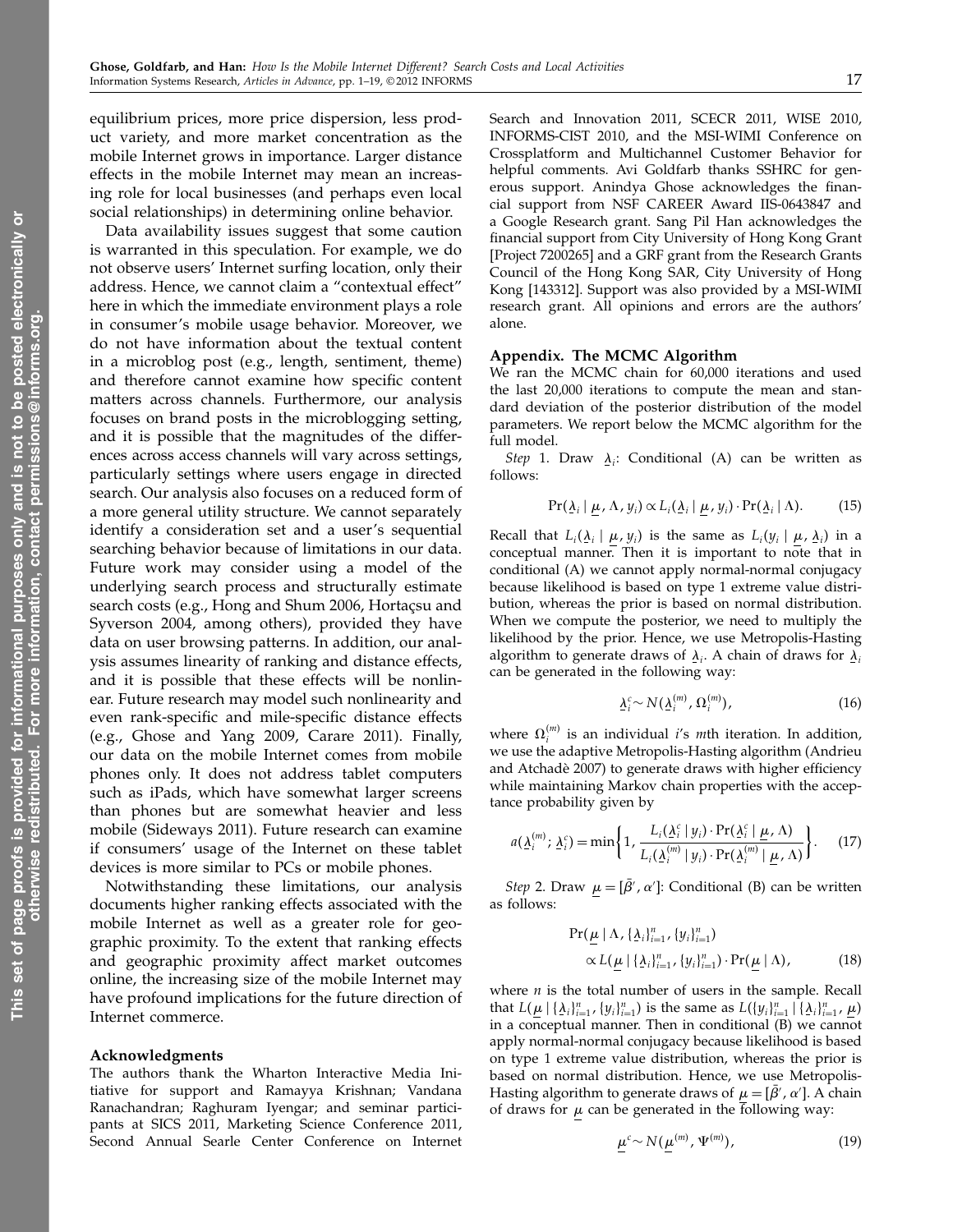equilibrium prices, more price dispersion, less product variety, and more market concentration as the mobile Internet grows in importance. Larger distance effects in the mobile Internet may mean an increasing role for local businesses (and perhaps even local social relationships) in determining online behavior.

Data availability issues suggest that some caution is warranted in this speculation. For example, we do not observe users' Internet surfing location, only their address. Hence, we cannot claim a "contextual effect" here in which the immediate environment plays a role in consumer's mobile usage behavior. Moreover, we do not have information about the textual content in a microblog post (e.g., length, sentiment, theme) and therefore cannot examine how specific content matters across channels. Furthermore, our analysis focuses on brand posts in the microblogging setting, and it is possible that the magnitudes of the differences across access channels will vary across settings, particularly settings where users engage in directed search. Our analysis also focuses on a reduced form of a more general utility structure. We cannot separately identify a consideration set and a user's sequential searching behavior because of limitations in our data. Future work may consider using a model of the underlying search process and structurally estimate search costs (e.g., Hong and Shum 2006, Hortaçsu and Syverson 2004, among others), provided they have data on user browsing patterns. In addition, our analysis assumes linearity of ranking and distance effects, and it is possible that these effects will be nonlinear. Future research may model such nonlinearity and even rank-specific and mile-specific distance effects (e.g., Ghose and Yang 2009, Carare 2011). Finally, our data on the mobile Internet comes from mobile phones only. It does not address tablet computers such as iPads, which have somewhat larger screens than phones but are somewhat heavier and less mobile (Sideways 2011). Future research can examine if consumers' usage of the Internet on these tablet devices is more similar to PCs or mobile phones.

Notwithstanding these limitations, our analysis documents higher ranking effects associated with the mobile Internet as well as a greater role for geographic proximity. To the extent that ranking effects and geographic proximity affect market outcomes online, the increasing size of the mobile Internet may have profound implications for the future direction of Internet commerce.

### Acknowledgments

The authors thank the Wharton Interactive Media Initiative for support and Ramayya Krishnan; Vandana Ranachandran; Raghuram Iyengar; and seminar participants at SICS 2011, Marketing Science Conference 2011, Second Annual Searle Center Conference on Internet Search and Innovation 2011, SCECR 2011, WISE 2010, INFORMS-CIST 2010, and the MSI-WIMI Conference on Crossplatform and Multichannel Customer Behavior for helpful comments. Avi Goldfarb thanks SSHRC for generous support. Anindya Ghose acknowledges the financial support from NSF CAREER Award IIS-0643847 and a Google Research grant. Sang Pil Han acknowledges the financial support from City University of Hong Kong Grant [Project 7200265] and a GRF grant from the Research Grants Council of the Hong Kong SAR, City University of Hong Kong [143312]. Support was also provided by a MSI-WIMI research grant. All opinions and errors are the authors' alone.

### Appendix. The MCMC Algorithm

We ran the MCMC chain for 60,000 iterations and used the last 20,000 iterations to compute the mean and standard deviation of the posterior distribution of the model parameters. We report below the MCMC algorithm for the full model.

*Step* 1. Draw $\underline{\lambda}_i$: Conditional (A) can be written as follows:

$$\Pr(\underline{\lambda}_i \mid \underline{\mu}, \Lambda, y_i) \propto L_i(\underline{\lambda}_i \mid \underline{\mu}, y_i) \cdot \Pr(\underline{\lambda}_i \mid \Lambda). \tag{15}$$

Recall that $L_i(\underline{\lambda}_i \mid \underline{\mu}, y_i)$ is the same as $L_i(y_i \mid \underline{\mu}, \underline{\lambda}_i)$ in a conceptual manner. Then it is important to note that in conditional (A) we cannot apply normal-normal conjugacy because likelihood is based on type 1 extreme value distribution, whereas the prior is based on normal distribution. When we compute the posterior, we need to multiply the likelihood by the prior. Hence, we use Metropolis-Hasting algorithm to generate draws of $\underline{\lambda}_i$. A chain of draws for $\underline{\lambda}_i$ can be generated in the following way:

$$\underline{\lambda}_i^c \sim N(\underline{\lambda}_i^{(m)}, \Omega_i^{(m)}), \tag{16}$$

where $\Omega_i^{(m)}$ is an individual $i$'s $m$th iteration. In addition, we use the adaptive Metropolis-Hasting algorithm (Andrieu and Atchadè 2007) to generate draws with higher efficiency while maintaining Markov chain properties with the acceptance probability given by

$$a(\underline{\lambda}_i^{(m)}; \underline{\lambda}_i^c) = \min\left\{1, \frac{L_i(\underline{\lambda}_i^c \mid y_i) \cdot \Pr(\underline{\lambda}_i^c \mid \underline{\mu}, \Lambda)}{L_i(\underline{\lambda}_i^{(m)} \mid y_i) \cdot \Pr(\underline{\lambda}_i^{(m)} \mid \underline{\mu}, \Lambda)}\right\}. \tag{17}$$

*Step* 2. Draw $\underline{\mu} = [\bar{\beta}', \alpha']$: Conditional (B) can be written as follows:

$$\Pr(\underline{\mu} \mid \Lambda, \{\underline{\lambda}_i\}_{i=1}^n, \{y_i\}_{i=1}^n) \propto L(\underline{\mu} \mid \{\underline{\lambda}_i\}_{i=1}^n, \{y_i\}_{i=1}^n) \cdot \Pr(\underline{\mu} \mid \Lambda), \tag{18}$$

where $n$ is the total number of users in the sample. Recall that $L(\underline{\mu} \mid \{\underline{\lambda}_i\}_{i=1}^n, \{y_i\}_{i=1}^n)$ is the same as $L(\{y_i\}_{i=1}^n \mid \{\underline{\lambda}_i\}_{i=1}^n, \underline{\mu})$ in a conceptual manner. Then in conditional (B) we cannot apply normal-normal conjugacy because likelihood is based on type 1 extreme value distribution, whereas the prior is based on normal distribution. Hence, we use Metropolis-Hasting algorithm to generate draws of $\underline{\mu} = [\bar{\beta}', \alpha']$. A chain of draws for $\underline{\mu}$ can be generated in the following way:

$$\underline{\mu}^c \sim N(\underline{\mu}^{(m)}, \Psi^{(m)}), \tag{19}$$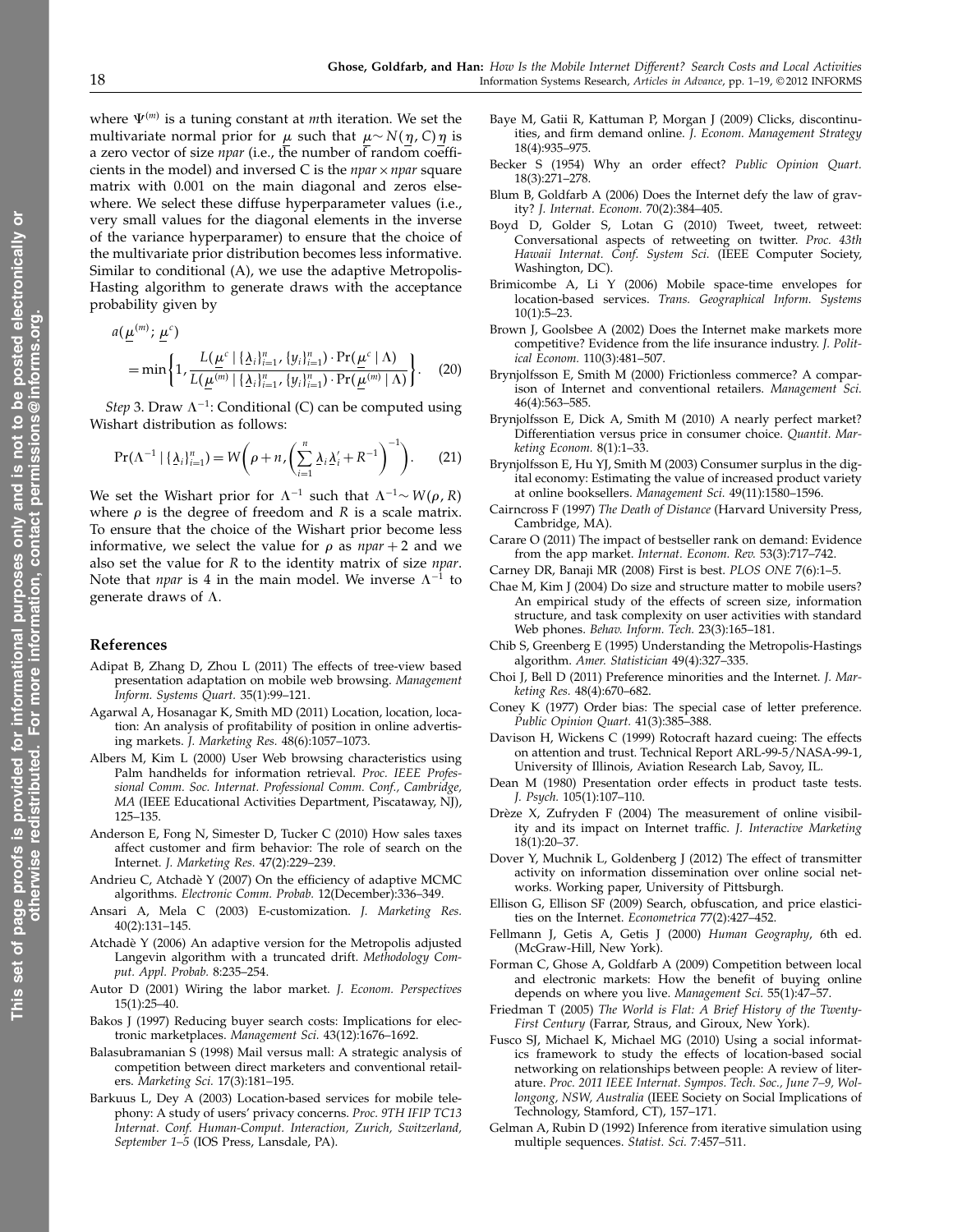where $\Psi^{(m)}$ is a tuning constant at $m$th iteration. We set the multivariate normal prior for $\underline{\mu}$ such that $\underline{\mu} \sim N(\underline{\eta}, C)$ $\underline{\eta}$ is a zero vector of size *npar* (i.e., the number of random coefficients in the model) and inversed C is the $npar \times npar$ square matrix with 0.001 on the main diagonal and zeros elsewhere. We select these diffuse hyperparameter values (i.e., very small values for the diagonal elements in the inverse of the variance hyperparamer) to ensure that the choice of the multivariate prior distribution becomes less informative. Similar to conditional (A), we use the adaptive Metropolis-Hasting algorithm to generate draws with the acceptance probability given by

$$a(\underline{\mu}^{(m)}; \underline{\mu}^{c}) = \min\left\{1, \frac{L(\underline{\mu}^{c} \mid \{\underline{\lambda}_i\}_{i=1}^{n}, \{y_i\}_{i=1}^{n}) \cdot \Pr(\underline{\mu}^{c} \mid \Lambda)}{L(\underline{\mu}^{(m)} \mid \{\underline{\lambda}_i\}_{i=1}^{n}, \{y_i\}_{i=1}^{n}) \cdot \Pr(\underline{\mu}^{(m)} \mid \Lambda)}\right\}. \quad (20)$$

*Step* 3. Draw $\Lambda^{-1}$: Conditional (C) can be computed using Wishart distribution as follows:

$$\Pr(\Lambda^{-1} \mid \{\underline{\lambda}_i\}_{i=1}^{n}) = W\left(\rho + n, \left(\sum_{i=1}^{n} \underline{\lambda}_i \underline{\lambda}_i' + R^{-1}\right)^{-1}\right). \quad (21)$$

We set the Wishart prior for $\Lambda^{-1}$ such that $\Lambda^{-1} \sim W(\rho, R)$ where $\rho$ is the degree of freedom and $R$ is a scale matrix. To ensure that the choice of the Wishart prior become less informative, we select the value for $\rho$ as $npar + 2$ and we also set the value for $R$ to the identity matrix of size *npar*. Note that *npar* is 4 in the main model. We inverse $\Lambda^{-1}$ to generate draws of $\Lambda$.

## References

Adipat B, Zhang D, Zhou L (2011) The effects of tree-view based presentation adaptation on mobile web browsing. *Management Inform. Systems Quart.* 35(1):99–121.

Agarwal A, Hosanagar K, Smith MD (2011) Location, location, location: An analysis of profitability of position in online advertising markets. *J. Marketing Res.* 48(6):1057–1073.

Albers M, Kim L (2000) User Web browsing characteristics using Palm handhelds for information retrieval. *Proc. IEEE Professional Comm. Soc. Internat. Professional Comm. Conf., Cambridge, MA* (IEEE Educational Activities Department, Piscataway, NJ), 125–135.

Anderson E, Fong N, Simester D, Tucker C (2010) How sales taxes affect customer and firm behavior: The role of search on the Internet. *J. Marketing Res.* 47(2):229–239.

Andrieu C, Atchadè Y (2007) On the efficiency of adaptive MCMC algorithms. *Electronic Comm. Probab.* 12(December):336–349.

Ansari A, Mela C (2003) E-customization. *J. Marketing Res.* 40(2):131–145.

Atchadè Y (2006) An adaptive version for the Metropolis adjusted Langevin algorithm with a truncated drift. *Methodology Comput. Appl. Probab.* 8:235–254.

Autor D (2001) Wiring the labor market. *J. Econom. Perspectives* 15(1):25–40.

Bakos J (1997) Reducing buyer search costs: Implications for electronic marketplaces. *Management Sci.* 43(12):1676–1692.

Balasubramanian S (1998) Mail versus mall: A strategic analysis of competition between direct marketers and conventional retailers. *Marketing Sci.* 17(3):181–195.

Barkuus L, Dey A (2003) Location-based services for mobile telephony: A study of users' privacy concerns. *Proc. 9TH IFIP TC13 Internat. Conf. Human-Comput. Interaction, Zurich, Switzerland, September 1–5* (IOS Press, Lansdale, PA).

Baye M, Gatii R, Kattuman P, Morgan J (2009) Clicks, discontinuities, and firm demand online. *J. Econom. Management Strategy* 18(4):935–975.

Becker S (1954) Why an order effect? *Public Opinion Quart.* 18(3):271–278.

Blum B, Goldfarb A (2006) Does the Internet defy the law of gravity? *J. Internat. Econom.* 70(2):384–405.

Boyd D, Golder S, Lotan G (2010) Tweet, tweet, retweet: Conversational aspects of retweeting on twitter. *Proc. 43th Hawaii Internat. Conf. System Sci.* (IEEE Computer Society, Washington, DC).

Brimicombe A, Li Y (2006) Mobile space-time envelopes for location-based services. *Trans. Geographical Inform. Systems* 10(1):5–23.

Brown J, Goolsbee A (2002) Does the Internet make markets more competitive? Evidence from the life insurance industry. *J. Political Econom.* 110(3):481–507.

Brynjolfsson E, Smith M (2000) Frictionless commerce? A comparison of Internet and conventional retailers. *Management Sci.* 46(4):563–585.

Brynjolfsson E, Dick A, Smith M (2010) A nearly perfect market? Differentiation versus price in consumer choice. *Quantit. Marketing Econom.* 8(1):1–33.

Brynjolfsson E, Hu YJ, Smith M (2003) Consumer surplus in the digital economy: Estimating the value of increased product variety at online booksellers. *Management Sci.* 49(11):1580–1596.

Cairncross F (1997) *The Death of Distance* (Harvard University Press, Cambridge, MA).

Carare O (2011) The impact of bestseller rank on demand: Evidence from the app market. *Internat. Econom. Rev.* 53(3):717–742.

Carney DR, Banaji MR (2008) First is best. *PLOS ONE* 7(6):1–5.

Chae M, Kim J (2004) Do size and structure matter to mobile users? An empirical study of the effects of screen size, information structure, and task complexity on user activities with standard Web phones. *Behav. Inform. Tech.* 23(3):165–181.

Chib S, Greenberg E (1995) Understanding the Metropolis-Hastings algorithm. *Amer. Statistician* 49(4):327–335.

Choi J, Bell D (2011) Preference minorities and the Internet. *J. Marketing Res.* 48(4):670–682.

Coney K (1977) Order bias: The special case of letter preference. *Public Opinion Quart.* 41(3):385–388.

Davison H, Wickens C (1999) Rotocraft hazard cueing: The effects on attention and trust. Technical Report ARL-99-5/NASA-99-1, University of Illinois, Aviation Research Lab, Savoy, IL.

Dean M (1980) Presentation order effects in product taste tests. *J. Psych.* 105(1):107–110.

Drèze X, Zufryden F (2004) The measurement of online visibility and its impact on Internet traffic. *J. Interactive Marketing* 18(1):20–37.

Dover Y, Muchnik L, Goldenberg J (2012) The effect of transmitter activity on information dissemination over online social networks. Working paper, University of Pittsburgh.

Ellison G, Ellison SF (2009) Search, obfuscation, and price elasticities on the Internet. *Econometrica* 77(2):427–452.

Fellmann J, Getis A, Getis J (2000) *Human Geography*, 6th ed. (McGraw-Hill, New York).

Forman C, Ghose A, Goldfarb A (2009) Competition between local and electronic markets: How the benefit of buying online depends on where you live. *Management Sci.* 55(1):47–57.

Friedman T (2005) *The World is Flat: A Brief History of the Twenty-First Century* (Farrar, Straus, and Giroux, New York).

Fusco SJ, Michael K, Michael MG (2010) Using a social informatics framework to study the effects of location-based social networking on relationships between people: A review of literature. *Proc. 2011 IEEE Internat. Sympos. Tech. Soc., June 7–9, Wollongong, NSW, Australia* (IEEE Society on Social Implications of Technology, Stamford, CT), 157–171.

Gelman A, Rubin D (1992) Inference from iterative simulation using multiple sequences. *Statist. Sci.* 7:457–511.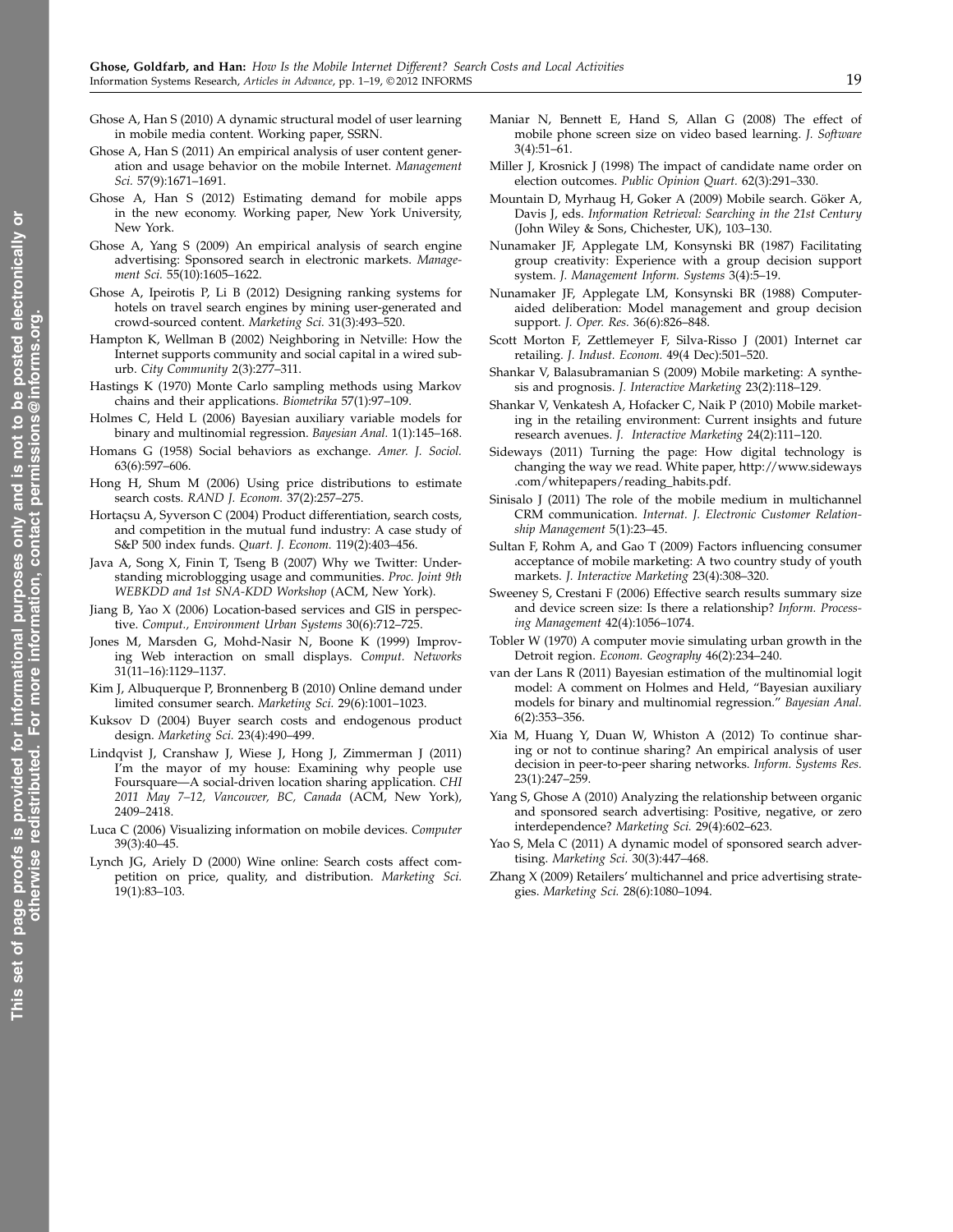Ghose A, Han S (2010) A dynamic structural model of user learning in mobile media content. Working paper, SSRN.

Ghose A, Han S (2011) An empirical analysis of user content generation and usage behavior on the mobile Internet. *Management Sci.* 57(9):1671–1691.

Ghose A, Han S (2012) Estimating demand for mobile apps in the new economy. Working paper, New York University, New York.

Ghose A, Yang S (2009) An empirical analysis of search engine advertising: Sponsored search in electronic markets. *Management Sci.* 55(10):1605–1622.

Ghose A, Ipeirotis P, Li B (2012) Designing ranking systems for hotels on travel search engines by mining user-generated and crowd-sourced content. *Marketing Sci.* 31(3):493–520.

Hampton K, Wellman B (2002) Neighboring in Netville: How the Internet supports community and social capital in a wired suburb. *City Community* 2(3):277–311.

Hastings K (1970) Monte Carlo sampling methods using Markov chains and their applications. *Biometrika* 57(1):97–109.

Holmes C, Held L (2006) Bayesian auxiliary variable models for binary and multinomial regression. *Bayesian Anal.* 1(1):145–168.

Homans G (1958) Social behaviors as exchange. *Amer. J. Sociol.* 63(6):597–606.

Hong H, Shum M (2006) Using price distributions to estimate search costs. *RAND J. Econom.* 37(2):257–275.

Hortaçsu A, Syverson C (2004) Product differentiation, search costs, and competition in the mutual fund industry: A case study of S&P 500 index funds. *Quart. J. Econom.* 119(2):403–456.

Java A, Song X, Finin T, Tseng B (2007) Why we Twitter: Understanding microblogging usage and communities. *Proc. Joint 9th WEBKDD and 1st SNA-KDD Workshop* (ACM, New York).

Jiang B, Yao X (2006) Location-based services and GIS in perspective. *Comput., Environment Urban Systems* 30(6):712–725.

Jones M, Marsden G, Mohd-Nasir N, Boone K (1999) Improving Web interaction on small displays. *Comput. Networks* 31(11–16):1129–1137.

Kim J, Albuquerque P, Bronnenberg B (2010) Online demand under limited consumer search. *Marketing Sci.* 29(6):1001–1023.

Kuksov D (2004) Buyer search costs and endogenous product design. *Marketing Sci.* 23(4):490–499.

Lindqvist J, Cranshaw J, Wiese J, Hong J, Zimmerman J (2011) I'm the mayor of my house: Examining why people use Foursquare—A social-driven location sharing application. *CHI 2011 May 7–12, Vancouver, BC, Canada* (ACM, New York), 2409–2418.

Luca C (2006) Visualizing information on mobile devices. *Computer* 39(3):40–45.

Lynch JG, Ariely D (2000) Wine online: Search costs affect competition on price, quality, and distribution. *Marketing Sci.* 19(1):83–103.

Maniar N, Bennett E, Hand S, Allan G (2008) The effect of mobile phone screen size on video based learning. *J. Software* 3(4):51–61.

Miller J, Krosnick J (1998) The impact of candidate name order on election outcomes. *Public Opinion Quart.* 62(3):291–330.

Mountain D, Myrhaug H, Goker A (2009) Mobile search. Göker A, Davis J, eds. *Information Retrieval: Searching in the 21st Century* (John Wiley & Sons, Chichester, UK), 103–130.

Nunamaker JF, Applegate LM, Konsynski BR (1987) Facilitating group creativity: Experience with a group decision support system. *J. Management Inform. Systems* 3(4):5–19.

Nunamaker JF, Applegate LM, Konsynski BR (1988) Computer-aided deliberation: Model management and group decision support. *J. Oper. Res.* 36(6):826–848.

Scott Morton F, Zettlemeyer F, Silva-Risso J (2001) Internet car retailing. *J. Indust. Econom.* 49(4 Dec):501–520.

Shankar V, Balasubramanian S (2009) Mobile marketing: A synthesis and prognosis. *J. Interactive Marketing* 23(2):118–129.

Shankar V, Venkatesh A, Hofacker C, Naik P (2010) Mobile marketing in the retailing environment: Current insights and future research avenues. *J. Interactive Marketing* 24(2):111–120.

Sideways (2011) Turning the page: How digital technology is changing the way we read. White paper, http://www.sideways.com/whitepapers/reading_habits.pdf.

Sinisalo J (2011) The role of the mobile medium in multichannel CRM communication. *Internat. J. Electronic Customer Relationship Management* 5(1):23–45.

Sultan F, Rohm A, and Gao T (2009) Factors influencing consumer acceptance of mobile marketing: A two country study of youth markets. *J. Interactive Marketing* 23(4):308–320.

Sweeney S, Crestani F (2006) Effective search results summary size and device screen size: Is there a relationship? *Inform. Processing Management* 42(4):1056–1074.

Tobler W (1970) A computer movie simulating urban growth in the Detroit region. *Econom. Geography* 46(2):234–240.

van der Lans R (2011) Bayesian estimation of the multinomial logit model: A comment on Holmes and Held, "Bayesian auxiliary models for binary and multinomial regression." *Bayesian Anal.* 6(2):353–356.

Xia M, Huang Y, Duan W, Whiston A (2012) To continue sharing or not to continue sharing? An empirical analysis of user decision in peer-to-peer sharing networks. *Inform. Systems Res.* 23(1):247–259.

Yang S, Ghose A (2010) Analyzing the relationship between organic and sponsored search advertising: Positive, negative, or zero interdependence? *Marketing Sci.* 29(4):602–623.

Yao S, Mela C (2011) A dynamic model of sponsored search advertising. *Marketing Sci.* 30(3):447–468.

Zhang X (2009) Retailers' multichannel and price advertising strategies. *Marketing Sci.* 28(6):1080–1094.